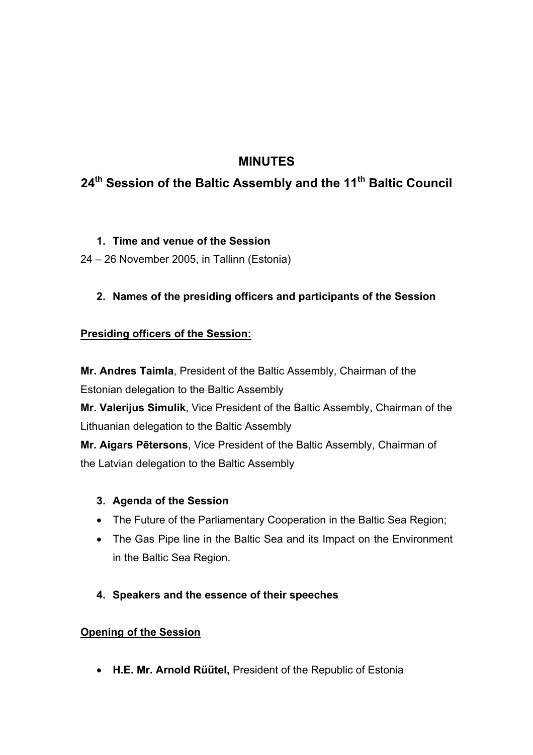# MINUTES

## 24th Session of the Baltic Assembly and the 11th Baltic Council

### 1. Time and venue of the Session

24 – 26 November 2005, in Tallinn (Estonia)

### 2. Names of the presiding officers and participants of the Session

<u>**Presiding officers of the Session:**</u>

**Mr. Andres Taimla**, President of the Baltic Assembly, Chairman of the Estonian delegation to the Baltic Assembly
**Mr. Valerijus Simulik**, Vice President of the Baltic Assembly, Chairman of the Lithuanian delegation to the Baltic Assembly
**Mr. Aigars Pētersons**, Vice President of the Baltic Assembly, Chairman of the Latvian delegation to the Baltic Assembly

### 3. Agenda of the Session

- The Future of the Parliamentary Cooperation in the Baltic Sea Region;
- The Gas Pipe line in the Baltic Sea and its Impact on the Environment in the Baltic Sea Region.

### 4. Speakers and the essence of their speeches

<u>**Opening of the Session**</u>

- **H.E. Mr. Arnold Rüütel,** President of the Republic of Estonia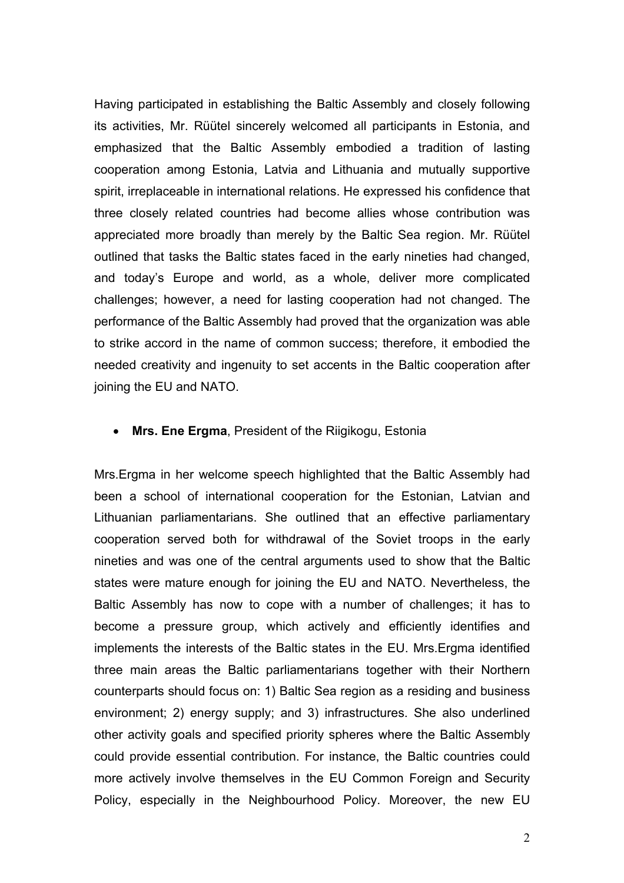Having participated in establishing the Baltic Assembly and closely following its activities, Mr. Rüütel sincerely welcomed all participants in Estonia, and emphasized that the Baltic Assembly embodied a tradition of lasting cooperation among Estonia, Latvia and Lithuania and mutually supportive spirit, irreplaceable in international relations. He expressed his confidence that three closely related countries had become allies whose contribution was appreciated more broadly than merely by the Baltic Sea region. Mr. Rüütel outlined that tasks the Baltic states faced in the early nineties had changed, and today's Europe and world, as a whole, deliver more complicated challenges; however, a need for lasting cooperation had not changed. The performance of the Baltic Assembly had proved that the organization was able to strike accord in the name of common success; therefore, it embodied the needed creativity and ingenuity to set accents in the Baltic cooperation after joining the EU and NATO.

- **Mrs. Ene Ergma**, President of the Riigikogu, Estonia

Mrs.Ergma in her welcome speech highlighted that the Baltic Assembly had been a school of international cooperation for the Estonian, Latvian and Lithuanian parliamentarians. She outlined that an effective parliamentary cooperation served both for withdrawal of the Soviet troops in the early nineties and was one of the central arguments used to show that the Baltic states were mature enough for joining the EU and NATO. Nevertheless, the Baltic Assembly has now to cope with a number of challenges; it has to become a pressure group, which actively and efficiently identifies and implements the interests of the Baltic states in the EU. Mrs.Ergma identified three main areas the Baltic parliamentarians together with their Northern counterparts should focus on: 1) Baltic Sea region as a residing and business environment; 2) energy supply; and 3) infrastructures. She also underlined other activity goals and specified priority spheres where the Baltic Assembly could provide essential contribution. For instance, the Baltic countries could more actively involve themselves in the EU Common Foreign and Security Policy, especially in the Neighbourhood Policy. Moreover, the new EU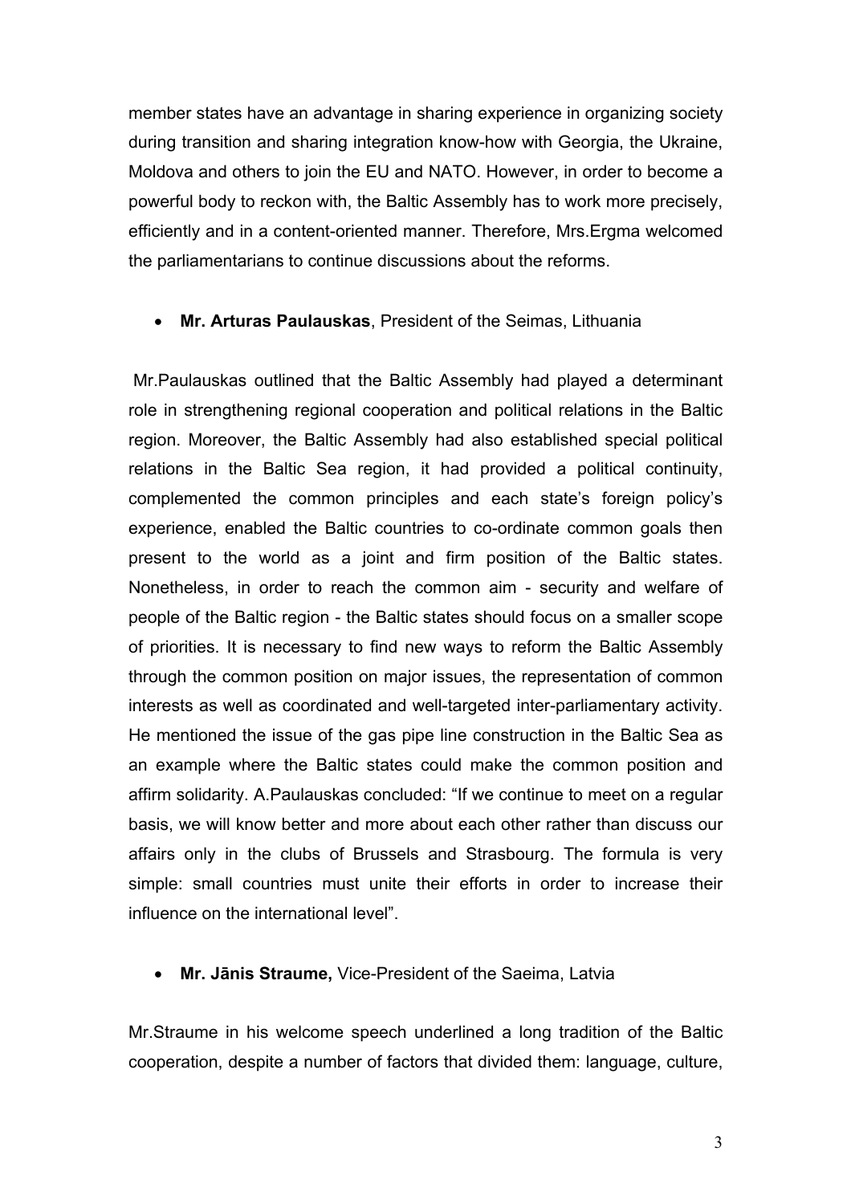member states have an advantage in sharing experience in organizing society during transition and sharing integration know-how with Georgia, the Ukraine, Moldova and others to join the EU and NATO. However, in order to become a powerful body to reckon with, the Baltic Assembly has to work more precisely, efficiently and in a content-oriented manner. Therefore, Mrs.Ergma welcomed the parliamentarians to continue discussions about the reforms.

- **Mr. Arturas Paulauskas**, President of the Seimas, Lithuania

Mr.Paulauskas outlined that the Baltic Assembly had played a determinant role in strengthening regional cooperation and political relations in the Baltic region. Moreover, the Baltic Assembly had also established special political relations in the Baltic Sea region, it had provided a political continuity, complemented the common principles and each state's foreign policy's experience, enabled the Baltic countries to co-ordinate common goals then present to the world as a joint and firm position of the Baltic states. Nonetheless, in order to reach the common aim - security and welfare of people of the Baltic region - the Baltic states should focus on a smaller scope of priorities. It is necessary to find new ways to reform the Baltic Assembly through the common position on major issues, the representation of common interests as well as coordinated and well-targeted inter-parliamentary activity. He mentioned the issue of the gas pipe line construction in the Baltic Sea as an example where the Baltic states could make the common position and affirm solidarity. A.Paulauskas concluded: "If we continue to meet on a regular basis, we will know better and more about each other rather than discuss our affairs only in the clubs of Brussels and Strasbourg. The formula is very simple: small countries must unite their efforts in order to increase their influence on the international level".

- **Mr. Jānis Straume,** Vice-President of the Saeima, Latvia

Mr.Straume in his welcome speech underlined a long tradition of the Baltic cooperation, despite a number of factors that divided them: language, culture,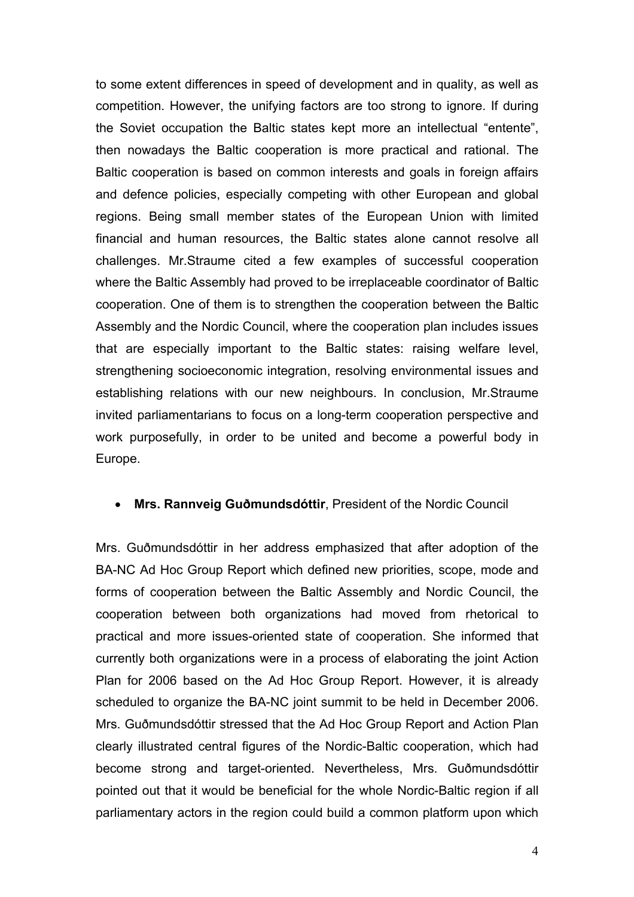to some extent differences in speed of development and in quality, as well as competition. However, the unifying factors are too strong to ignore. If during the Soviet occupation the Baltic states kept more an intellectual "entente", then nowadays the Baltic cooperation is more practical and rational. The Baltic cooperation is based on common interests and goals in foreign affairs and defence policies, especially competing with other European and global regions. Being small member states of the European Union with limited financial and human resources, the Baltic states alone cannot resolve all challenges. Mr.Straume cited a few examples of successful cooperation where the Baltic Assembly had proved to be irreplaceable coordinator of Baltic cooperation. One of them is to strengthen the cooperation between the Baltic Assembly and the Nordic Council, where the cooperation plan includes issues that are especially important to the Baltic states: raising welfare level, strengthening socioeconomic integration, resolving environmental issues and establishing relations with our new neighbours. In conclusion, Mr.Straume invited parliamentarians to focus on a long-term cooperation perspective and work purposefully, in order to be united and become a powerful body in Europe.

- **Mrs. Rannveig Guðmundsdóttir**, President of the Nordic Council

Mrs. Guðmundsdóttir in her address emphasized that after adoption of the BA-NC Ad Hoc Group Report which defined new priorities, scope, mode and forms of cooperation between the Baltic Assembly and Nordic Council, the cooperation between both organizations had moved from rhetorical to practical and more issues-oriented state of cooperation. She informed that currently both organizations were in a process of elaborating the joint Action Plan for 2006 based on the Ad Hoc Group Report. However, it is already scheduled to organize the BA-NC joint summit to be held in December 2006. Mrs. Guðmundsdóttir stressed that the Ad Hoc Group Report and Action Plan clearly illustrated central figures of the Nordic-Baltic cooperation, which had become strong and target-oriented. Nevertheless, Mrs. Guðmundsdóttir pointed out that it would be beneficial for the whole Nordic-Baltic region if all parliamentary actors in the region could build a common platform upon which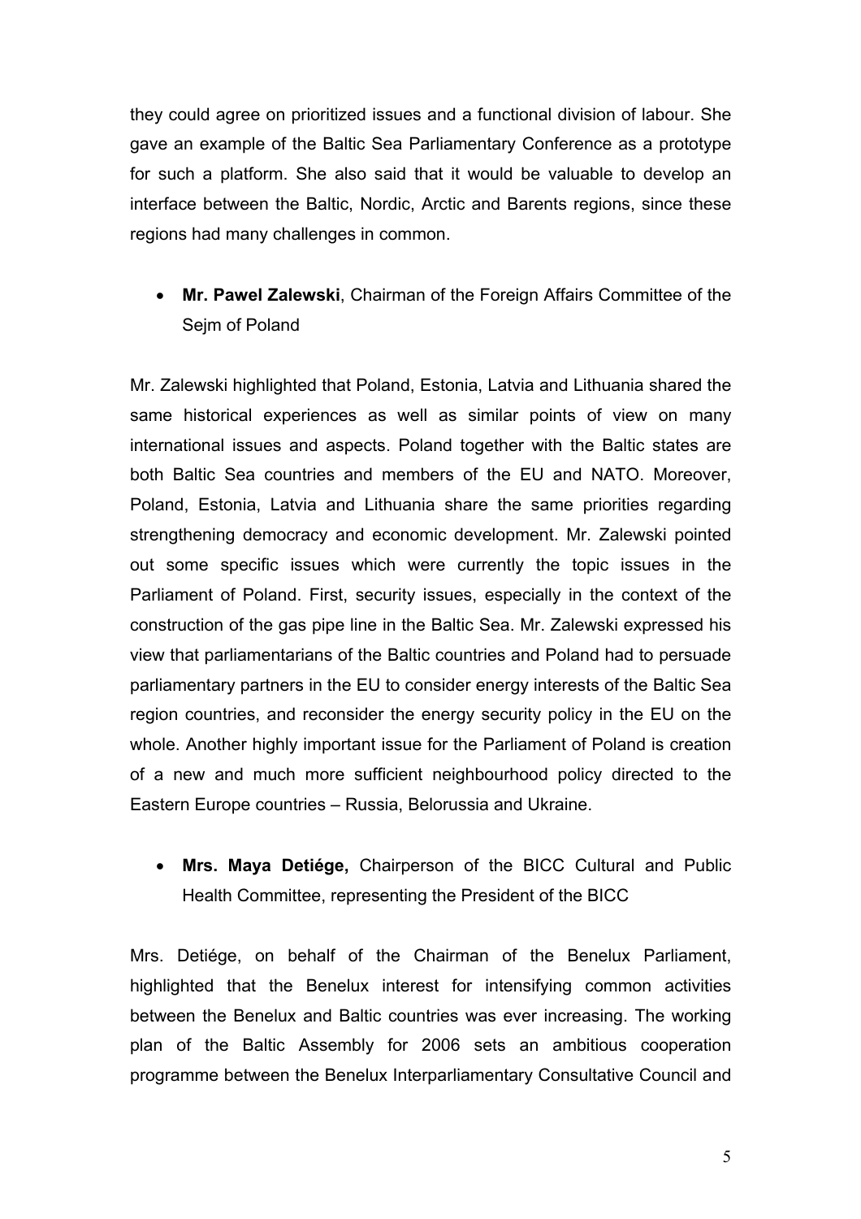they could agree on prioritized issues and a functional division of labour. She gave an example of the Baltic Sea Parliamentary Conference as a prototype for such a platform. She also said that it would be valuable to develop an interface between the Baltic, Nordic, Arctic and Barents regions, since these regions had many challenges in common.

- **Mr. Pawel Zalewski**, Chairman of the Foreign Affairs Committee of the Sejm of Poland

Mr. Zalewski highlighted that Poland, Estonia, Latvia and Lithuania shared the same historical experiences as well as similar points of view on many international issues and aspects. Poland together with the Baltic states are both Baltic Sea countries and members of the EU and NATO. Moreover, Poland, Estonia, Latvia and Lithuania share the same priorities regarding strengthening democracy and economic development. Mr. Zalewski pointed out some specific issues which were currently the topic issues in the Parliament of Poland. First, security issues, especially in the context of the construction of the gas pipe line in the Baltic Sea. Mr. Zalewski expressed his view that parliamentarians of the Baltic countries and Poland had to persuade parliamentary partners in the EU to consider energy interests of the Baltic Sea region countries, and reconsider the energy security policy in the EU on the whole. Another highly important issue for the Parliament of Poland is creation of a new and much more sufficient neighbourhood policy directed to the Eastern Europe countries – Russia, Belorussia and Ukraine.

- **Mrs. Maya Detiége,** Chairperson of the BICC Cultural and Public Health Committee, representing the President of the BICC

Mrs. Detiége, on behalf of the Chairman of the Benelux Parliament, highlighted that the Benelux interest for intensifying common activities between the Benelux and Baltic countries was ever increasing. The working plan of the Baltic Assembly for 2006 sets an ambitious cooperation programme between the Benelux Interparliamentary Consultative Council and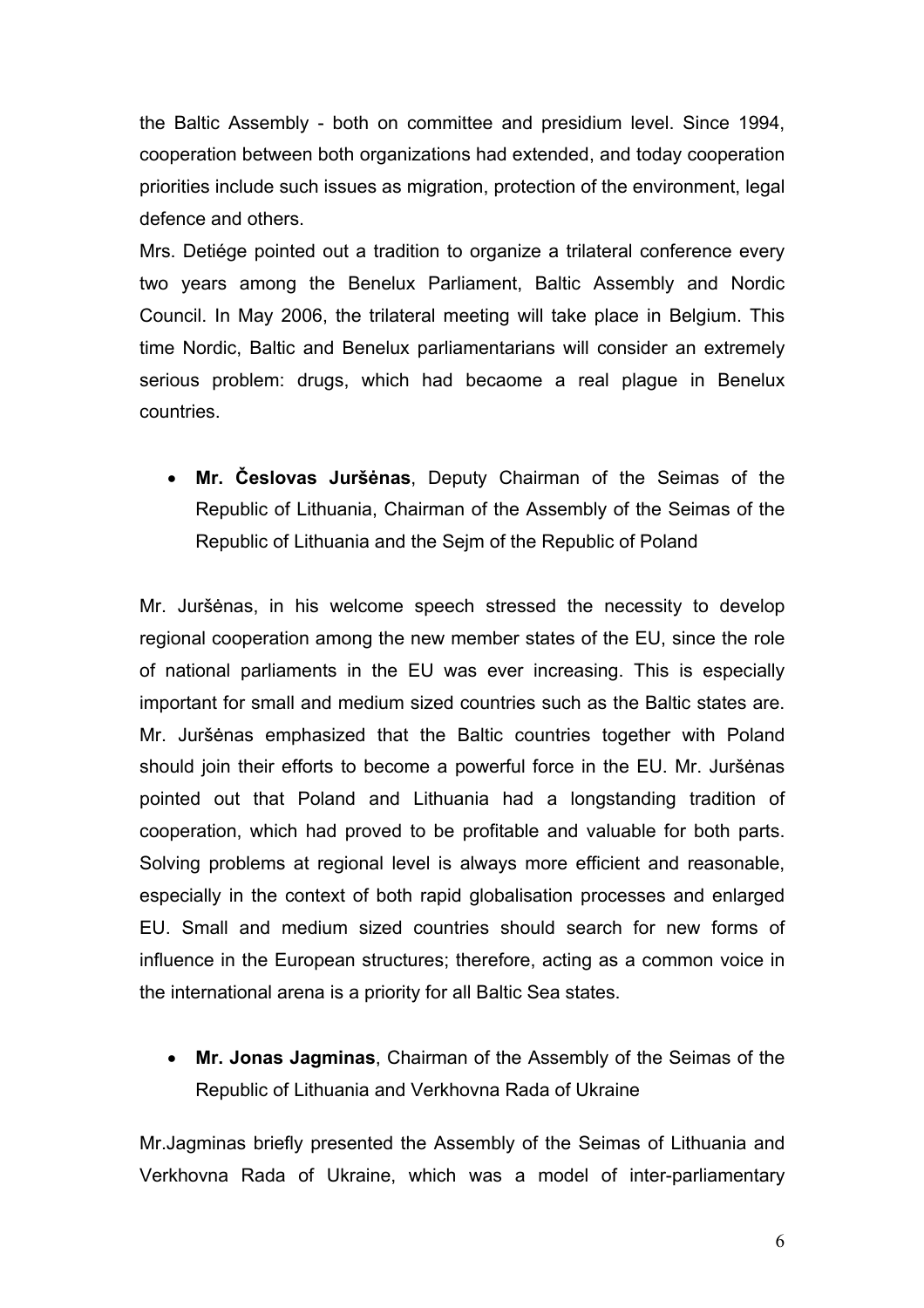the Baltic Assembly - both on committee and presidium level. Since 1994, cooperation between both organizations had extended, and today cooperation priorities include such issues as migration, protection of the environment, legal defence and others.

Mrs. Detiége pointed out a tradition to organize a trilateral conference every two years among the Benelux Parliament, Baltic Assembly and Nordic Council. In May 2006, the trilateral meeting will take place in Belgium. This time Nordic, Baltic and Benelux parliamentarians will consider an extremely serious problem: drugs, which had becaome a real plague in Benelux countries.

- **Mr. Česlovas Juršėnas**, Deputy Chairman of the Seimas of the Republic of Lithuania, Chairman of the Assembly of the Seimas of the Republic of Lithuania and the Sejm of the Republic of Poland

Mr. Juršėnas, in his welcome speech stressed the necessity to develop regional cooperation among the new member states of the EU, since the role of national parliaments in the EU was ever increasing. This is especially important for small and medium sized countries such as the Baltic states are. Mr. Juršėnas emphasized that the Baltic countries together with Poland should join their efforts to become a powerful force in the EU. Mr. Juršėnas pointed out that Poland and Lithuania had a longstanding tradition of cooperation, which had proved to be profitable and valuable for both parts. Solving problems at regional level is always more efficient and reasonable, especially in the context of both rapid globalisation processes and enlarged EU. Small and medium sized countries should search for new forms of influence in the European structures; therefore, acting as a common voice in the international arena is a priority for all Baltic Sea states.

- **Mr. Jonas Jagminas**, Chairman of the Assembly of the Seimas of the Republic of Lithuania and Verkhovna Rada of Ukraine

Mr.Jagminas briefly presented the Assembly of the Seimas of Lithuania and Verkhovna Rada of Ukraine, which was a model of inter-parliamentary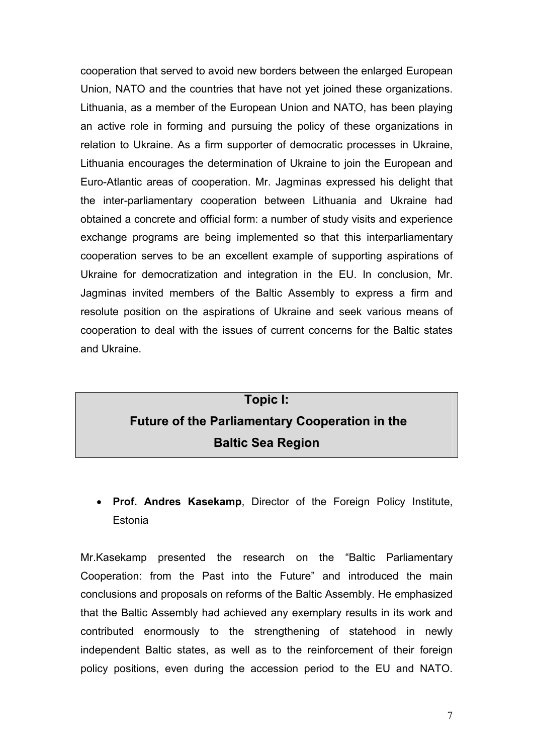cooperation that served to avoid new borders between the enlarged European Union, NATO and the countries that have not yet joined these organizations. Lithuania, as a member of the European Union and NATO, has been playing an active role in forming and pursuing the policy of these organizations in relation to Ukraine. As a firm supporter of democratic processes in Ukraine, Lithuania encourages the determination of Ukraine to join the European and Euro-Atlantic areas of cooperation. Mr. Jagminas expressed his delight that the inter-parliamentary cooperation between Lithuania and Ukraine had obtained a concrete and official form: a number of study visits and experience exchange programs are being implemented so that this interparliamentary cooperation serves to be an excellent example of supporting aspirations of Ukraine for democratization and integration in the EU. In conclusion, Mr. Jagminas invited members of the Baltic Assembly to express a firm and resolute position on the aspirations of Ukraine and seek various means of cooperation to deal with the issues of current concerns for the Baltic states and Ukraine.

## Topic I: Future of the Parliamentary Cooperation in the Baltic Sea Region

- **Prof. Andres Kasekamp**, Director of the Foreign Policy Institute, Estonia

Mr.Kasekamp presented the research on the "Baltic Parliamentary Cooperation: from the Past into the Future" and introduced the main conclusions and proposals on reforms of the Baltic Assembly. He emphasized that the Baltic Assembly had achieved any exemplary results in its work and contributed enormously to the strengthening of statehood in newly independent Baltic states, as well as to the reinforcement of their foreign policy positions, even during the accession period to the EU and NATO.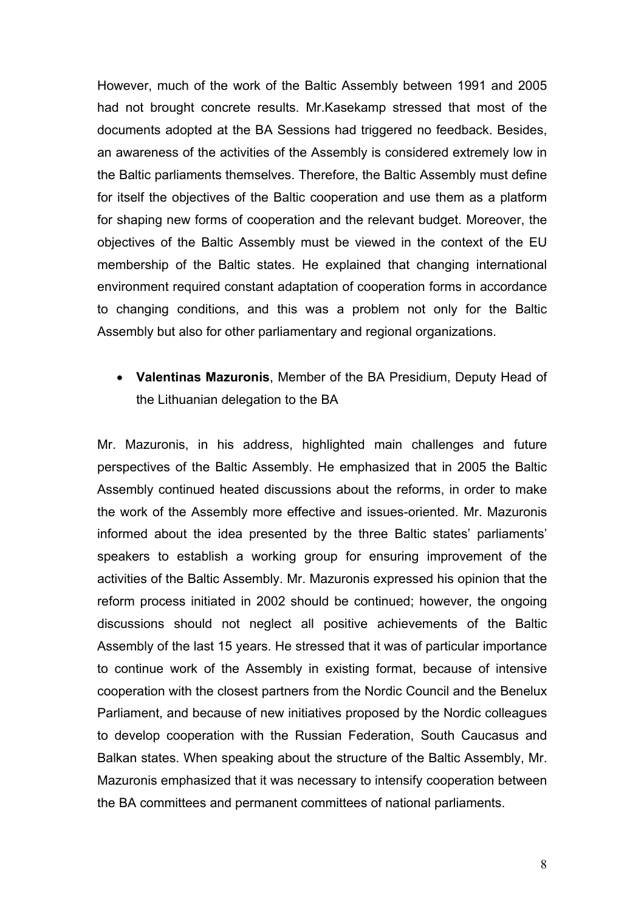However, much of the work of the Baltic Assembly between 1991 and 2005 had not brought concrete results. Mr.Kasekamp stressed that most of the documents adopted at the BA Sessions had triggered no feedback. Besides, an awareness of the activities of the Assembly is considered extremely low in the Baltic parliaments themselves. Therefore, the Baltic Assembly must define for itself the objectives of the Baltic cooperation and use them as a platform for shaping new forms of cooperation and the relevant budget. Moreover, the objectives of the Baltic Assembly must be viewed in the context of the EU membership of the Baltic states. He explained that changing international environment required constant adaptation of cooperation forms in accordance to changing conditions, and this was a problem not only for the Baltic Assembly but also for other parliamentary and regional organizations.

- **Valentinas Mazuronis**, Member of the BA Presidium, Deputy Head of the Lithuanian delegation to the BA

Mr. Mazuronis, in his address, highlighted main challenges and future perspectives of the Baltic Assembly. He emphasized that in 2005 the Baltic Assembly continued heated discussions about the reforms, in order to make the work of the Assembly more effective and issues-oriented. Mr. Mazuronis informed about the idea presented by the three Baltic states' parliaments' speakers to establish a working group for ensuring improvement of the activities of the Baltic Assembly. Mr. Mazuronis expressed his opinion that the reform process initiated in 2002 should be continued; however, the ongoing discussions should not neglect all positive achievements of the Baltic Assembly of the last 15 years. He stressed that it was of particular importance to continue work of the Assembly in existing format, because of intensive cooperation with the closest partners from the Nordic Council and the Benelux Parliament, and because of new initiatives proposed by the Nordic colleagues to develop cooperation with the Russian Federation, South Caucasus and Balkan states. When speaking about the structure of the Baltic Assembly, Mr. Mazuronis emphasized that it was necessary to intensify cooperation between the BA committees and permanent committees of national parliaments.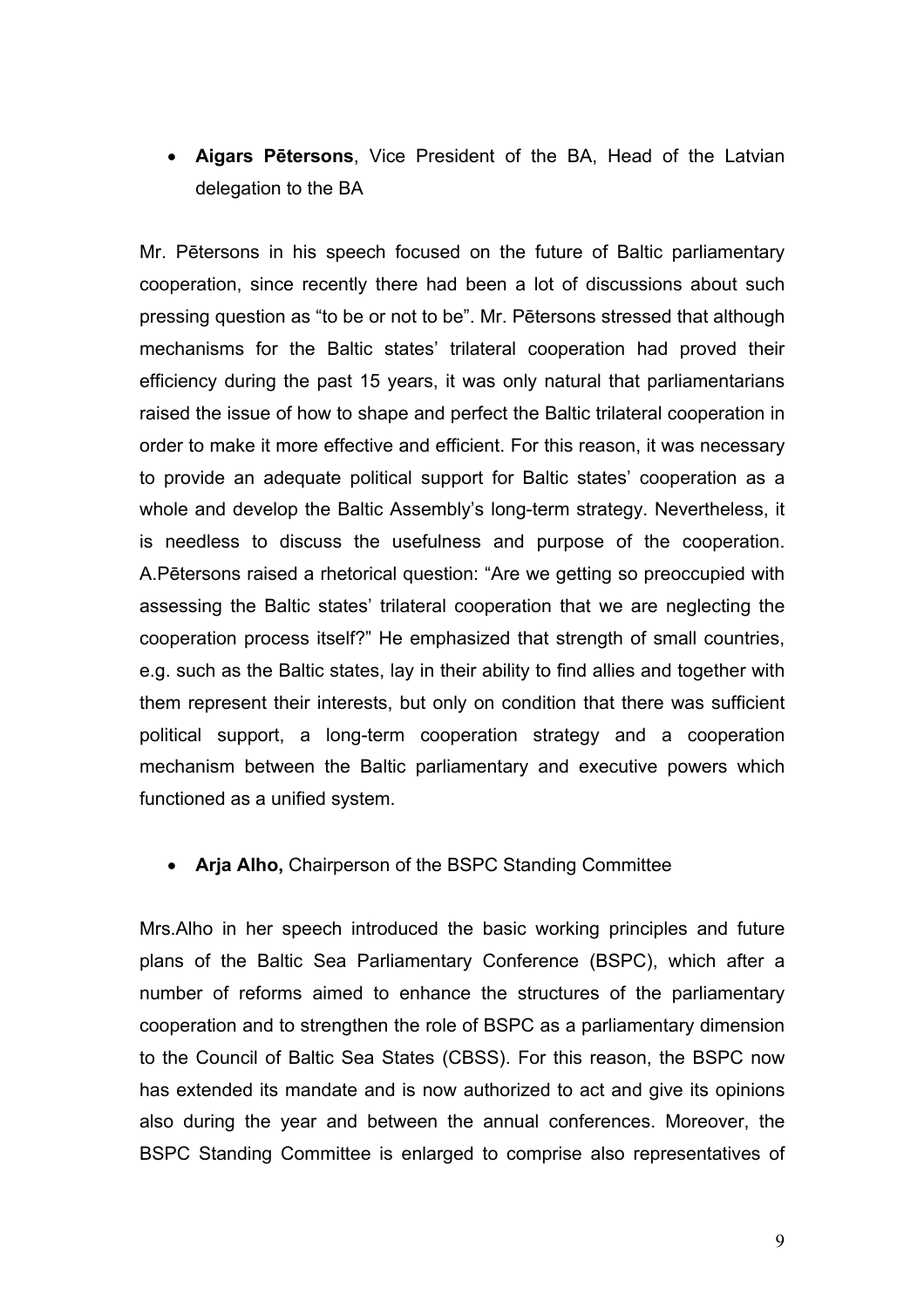- **Aigars Pētersons**, Vice President of the BA, Head of the Latvian delegation to the BA

Mr. Pētersons in his speech focused on the future of Baltic parliamentary cooperation, since recently there had been a lot of discussions about such pressing question as "to be or not to be". Mr. Pētersons stressed that although mechanisms for the Baltic states' trilateral cooperation had proved their efficiency during the past 15 years, it was only natural that parliamentarians raised the issue of how to shape and perfect the Baltic trilateral cooperation in order to make it more effective and efficient. For this reason, it was necessary to provide an adequate political support for Baltic states' cooperation as a whole and develop the Baltic Assembly's long-term strategy. Nevertheless, it is needless to discuss the usefulness and purpose of the cooperation. A.Pētersons raised a rhetorical question: "Are we getting so preoccupied with assessing the Baltic states' trilateral cooperation that we are neglecting the cooperation process itself?" He emphasized that strength of small countries, e.g. such as the Baltic states, lay in their ability to find allies and together with them represent their interests, but only on condition that there was sufficient political support, a long-term cooperation strategy and a cooperation mechanism between the Baltic parliamentary and executive powers which functioned as a unified system.

- **Arja Alho,** Chairperson of the BSPC Standing Committee

Mrs.Alho in her speech introduced the basic working principles and future plans of the Baltic Sea Parliamentary Conference (BSPC), which after a number of reforms aimed to enhance the structures of the parliamentary cooperation and to strengthen the role of BSPC as a parliamentary dimension to the Council of Baltic Sea States (CBSS). For this reason, the BSPC now has extended its mandate and is now authorized to act and give its opinions also during the year and between the annual conferences. Moreover, the BSPC Standing Committee is enlarged to comprise also representatives of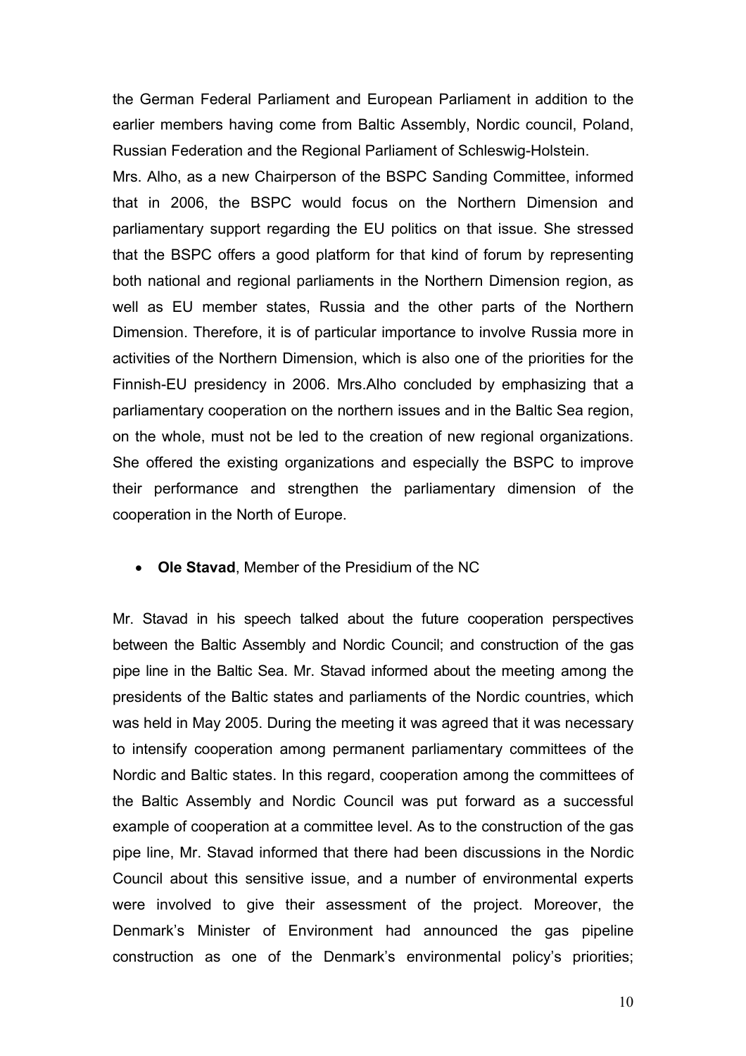the German Federal Parliament and European Parliament in addition to the earlier members having come from Baltic Assembly, Nordic council, Poland, Russian Federation and the Regional Parliament of Schleswig-Holstein.

Mrs. Alho, as a new Chairperson of the BSPC Sanding Committee, informed that in 2006, the BSPC would focus on the Northern Dimension and parliamentary support regarding the EU politics on that issue. She stressed that the BSPC offers a good platform for that kind of forum by representing both national and regional parliaments in the Northern Dimension region, as well as EU member states, Russia and the other parts of the Northern Dimension. Therefore, it is of particular importance to involve Russia more in activities of the Northern Dimension, which is also one of the priorities for the Finnish-EU presidency in 2006. Mrs.Alho concluded by emphasizing that a parliamentary cooperation on the northern issues and in the Baltic Sea region, on the whole, must not be led to the creation of new regional organizations. She offered the existing organizations and especially the BSPC to improve their performance and strengthen the parliamentary dimension of the cooperation in the North of Europe.

- **Ole Stavad**, Member of the Presidium of the NC

Mr. Stavad in his speech talked about the future cooperation perspectives between the Baltic Assembly and Nordic Council; and construction of the gas pipe line in the Baltic Sea. Mr. Stavad informed about the meeting among the presidents of the Baltic states and parliaments of the Nordic countries, which was held in May 2005. During the meeting it was agreed that it was necessary to intensify cooperation among permanent parliamentary committees of the Nordic and Baltic states. In this regard, cooperation among the committees of the Baltic Assembly and Nordic Council was put forward as a successful example of cooperation at a committee level. As to the construction of the gas pipe line, Mr. Stavad informed that there had been discussions in the Nordic Council about this sensitive issue, and a number of environmental experts were involved to give their assessment of the project. Moreover, the Denmark's Minister of Environment had announced the gas pipeline construction as one of the Denmark's environmental policy's priorities;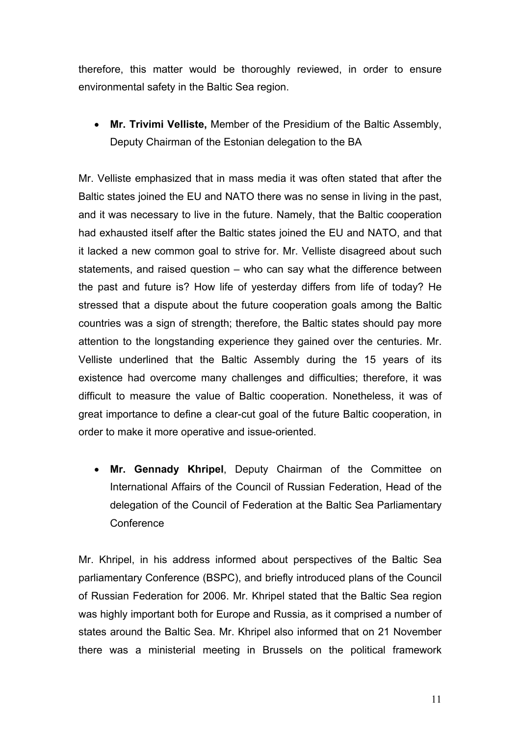therefore, this matter would be thoroughly reviewed, in order to ensure environmental safety in the Baltic Sea region.

- **Mr. Trivimi Velliste,** Member of the Presidium of the Baltic Assembly, Deputy Chairman of the Estonian delegation to the BA

Mr. Velliste emphasized that in mass media it was often stated that after the Baltic states joined the EU and NATO there was no sense in living in the past, and it was necessary to live in the future. Namely, that the Baltic cooperation had exhausted itself after the Baltic states joined the EU and NATO, and that it lacked a new common goal to strive for. Mr. Velliste disagreed about such statements, and raised question – who can say what the difference between the past and future is? How life of yesterday differs from life of today? He stressed that a dispute about the future cooperation goals among the Baltic countries was a sign of strength; therefore, the Baltic states should pay more attention to the longstanding experience they gained over the centuries. Mr. Velliste underlined that the Baltic Assembly during the 15 years of its existence had overcome many challenges and difficulties; therefore, it was difficult to measure the value of Baltic cooperation. Nonetheless, it was of great importance to define a clear-cut goal of the future Baltic cooperation, in order to make it more operative and issue-oriented.

- **Mr. Gennady Khripel**, Deputy Chairman of the Committee on International Affairs of the Council of Russian Federation, Head of the delegation of the Council of Federation at the Baltic Sea Parliamentary Conference

Mr. Khripel, in his address informed about perspectives of the Baltic Sea parliamentary Conference (BSPC), and briefly introduced plans of the Council of Russian Federation for 2006. Mr. Khripel stated that the Baltic Sea region was highly important both for Europe and Russia, as it comprised a number of states around the Baltic Sea. Mr. Khripel also informed that on 21 November there was a ministerial meeting in Brussels on the political framework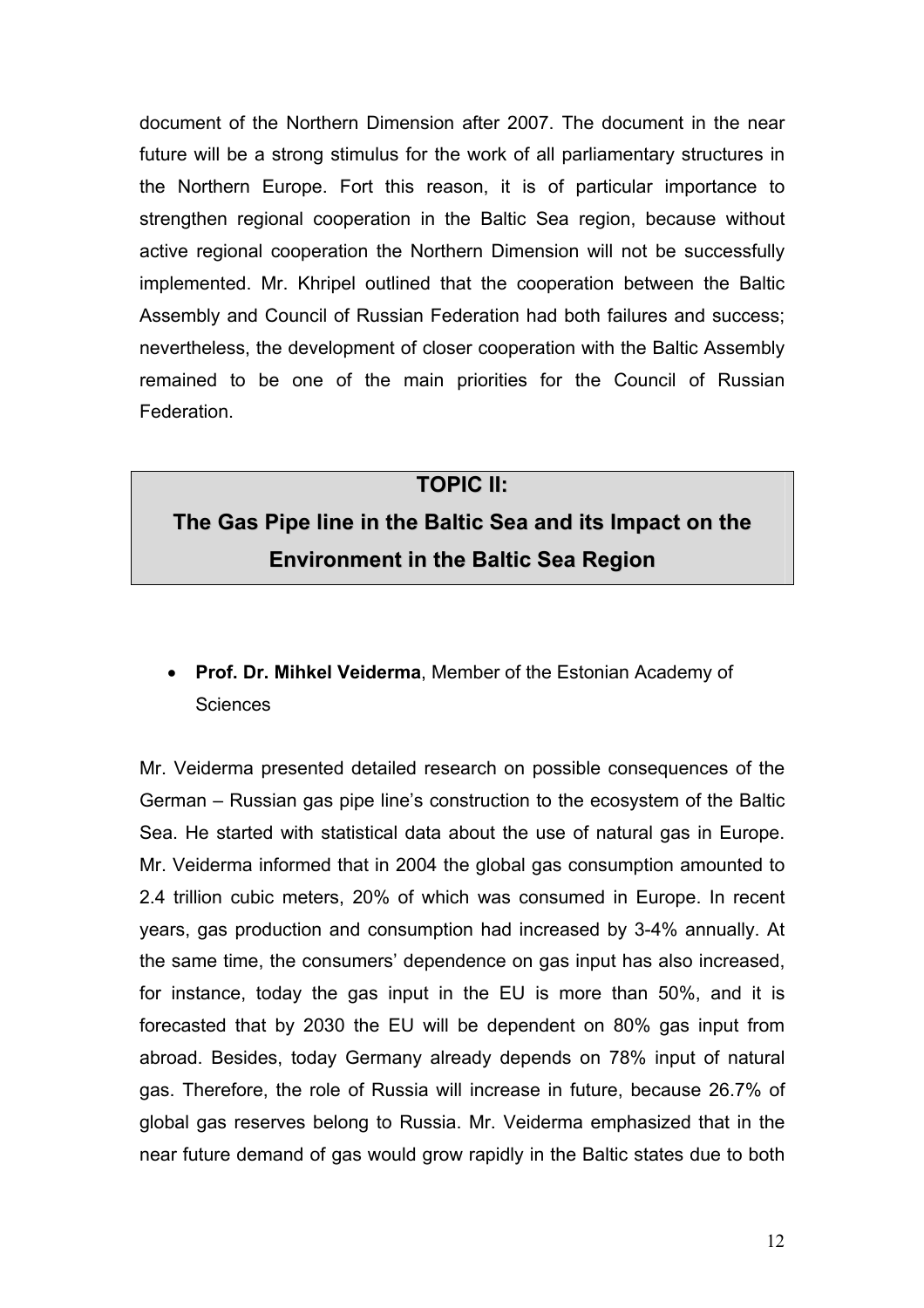document of the Northern Dimension after 2007. The document in the near future will be a strong stimulus for the work of all parliamentary structures in the Northern Europe. Fort this reason, it is of particular importance to strengthen regional cooperation in the Baltic Sea region, because without active regional cooperation the Northern Dimension will not be successfully implemented. Mr. Khripel outlined that the cooperation between the Baltic Assembly and Council of Russian Federation had both failures and success; nevertheless, the development of closer cooperation with the Baltic Assembly remained to be one of the main priorities for the Council of Russian Federation.

## TOPIC II:
## The Gas Pipe line in the Baltic Sea and its Impact on the Environment in the Baltic Sea Region

- **Prof. Dr. Mihkel Veiderma**, Member of the Estonian Academy of Sciences

Mr. Veiderma presented detailed research on possible consequences of the German – Russian gas pipe line's construction to the ecosystem of the Baltic Sea. He started with statistical data about the use of natural gas in Europe. Mr. Veiderma informed that in 2004 the global gas consumption amounted to 2.4 trillion cubic meters, 20% of which was consumed in Europe. In recent years, gas production and consumption had increased by 3-4% annually. At the same time, the consumers' dependence on gas input has also increased, for instance, today the gas input in the EU is more than 50%, and it is forecasted that by 2030 the EU will be dependent on 80% gas input from abroad. Besides, today Germany already depends on 78% input of natural gas. Therefore, the role of Russia will increase in future, because 26.7% of global gas reserves belong to Russia. Mr. Veiderma emphasized that in the near future demand of gas would grow rapidly in the Baltic states due to both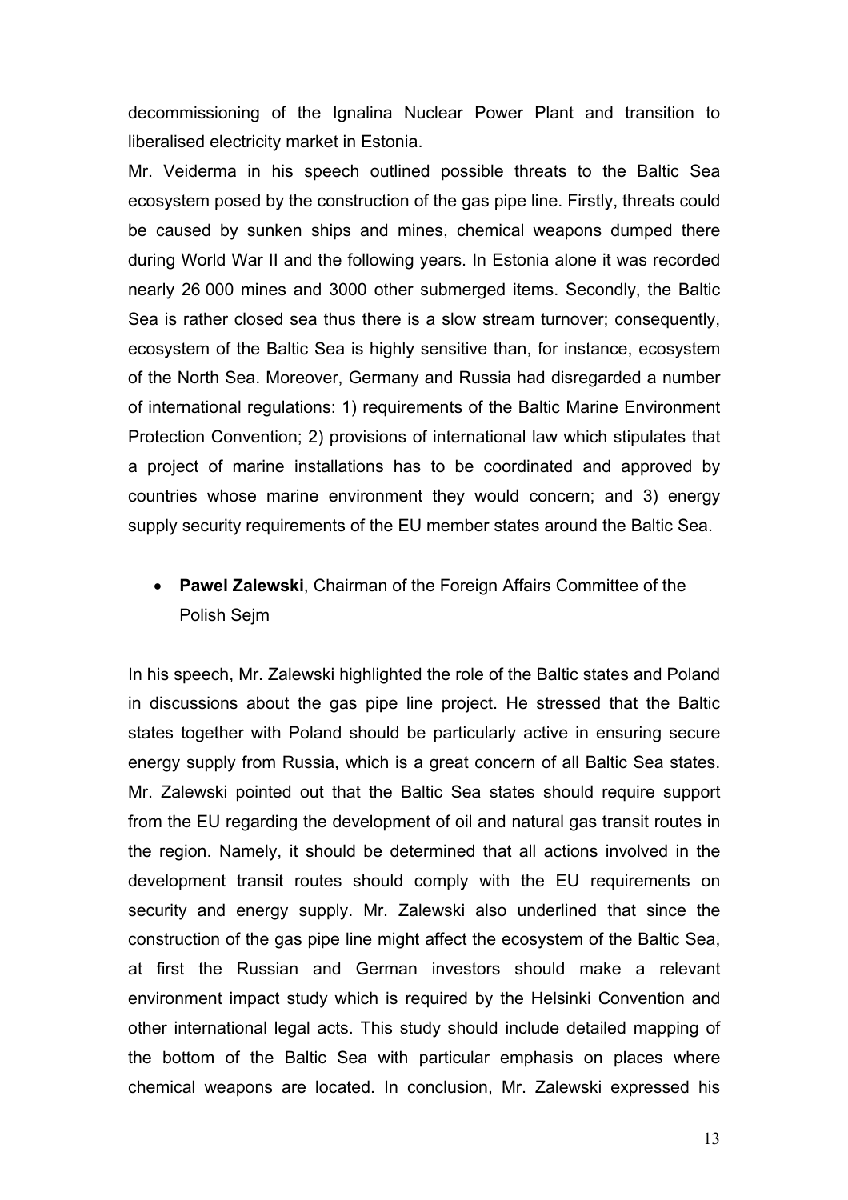decommissioning of the Ignalina Nuclear Power Plant and transition to liberalised electricity market in Estonia.

Mr. Veiderma in his speech outlined possible threats to the Baltic Sea ecosystem posed by the construction of the gas pipe line. Firstly, threats could be caused by sunken ships and mines, chemical weapons dumped there during World War II and the following years. In Estonia alone it was recorded nearly 26 000 mines and 3000 other submerged items. Secondly, the Baltic Sea is rather closed sea thus there is a slow stream turnover; consequently, ecosystem of the Baltic Sea is highly sensitive than, for instance, ecosystem of the North Sea. Moreover, Germany and Russia had disregarded a number of international regulations: 1) requirements of the Baltic Marine Environment Protection Convention; 2) provisions of international law which stipulates that a project of marine installations has to be coordinated and approved by countries whose marine environment they would concern; and 3) energy supply security requirements of the EU member states around the Baltic Sea.

- **Pawel Zalewski**, Chairman of the Foreign Affairs Committee of the Polish Sejm

In his speech, Mr. Zalewski highlighted the role of the Baltic states and Poland in discussions about the gas pipe line project. He stressed that the Baltic states together with Poland should be particularly active in ensuring secure energy supply from Russia, which is a great concern of all Baltic Sea states. Mr. Zalewski pointed out that the Baltic Sea states should require support from the EU regarding the development of oil and natural gas transit routes in the region. Namely, it should be determined that all actions involved in the development transit routes should comply with the EU requirements on security and energy supply. Mr. Zalewski also underlined that since the construction of the gas pipe line might affect the ecosystem of the Baltic Sea, at first the Russian and German investors should make a relevant environment impact study which is required by the Helsinki Convention and other international legal acts. This study should include detailed mapping of the bottom of the Baltic Sea with particular emphasis on places where chemical weapons are located. In conclusion, Mr. Zalewski expressed his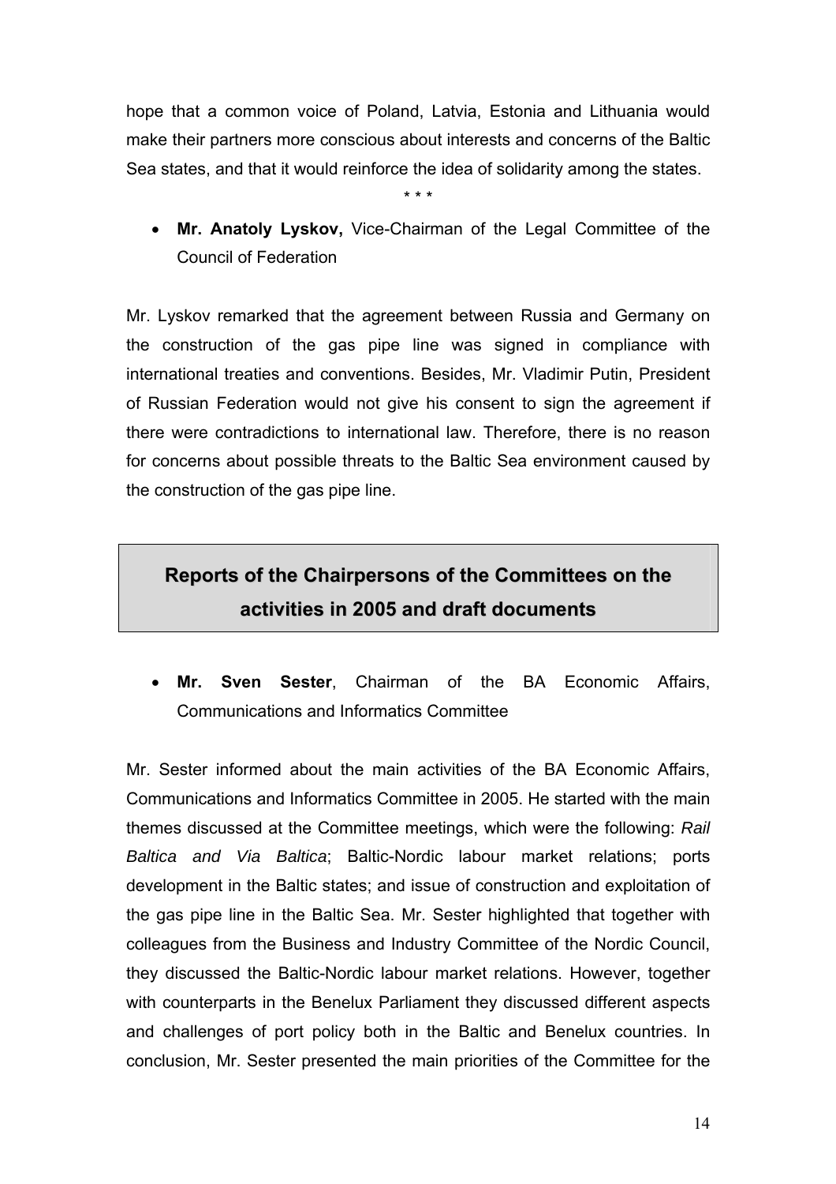hope that a common voice of Poland, Latvia, Estonia and Lithuania would make their partners more conscious about interests and concerns of the Baltic Sea states, and that it would reinforce the idea of solidarity among the states.

\* \* \*

- **Mr. Anatoly Lyskov,** Vice-Chairman of the Legal Committee of the Council of Federation

Mr. Lyskov remarked that the agreement between Russia and Germany on the construction of the gas pipe line was signed in compliance with international treaties and conventions. Besides, Mr. Vladimir Putin, President of Russian Federation would not give his consent to sign the agreement if there were contradictions to international law. Therefore, there is no reason for concerns about possible threats to the Baltic Sea environment caused by the construction of the gas pipe line.

## Reports of the Chairpersons of the Committees on the activities in 2005 and draft documents

- **Mr. Sven Sester**, Chairman of the BA Economic Affairs, Communications and Informatics Committee

Mr. Sester informed about the main activities of the BA Economic Affairs, Communications and Informatics Committee in 2005. He started with the main themes discussed at the Committee meetings, which were the following: *Rail Baltica and Via Baltica*; Baltic-Nordic labour market relations; ports development in the Baltic states; and issue of construction and exploitation of the gas pipe line in the Baltic Sea. Mr. Sester highlighted that together with colleagues from the Business and Industry Committee of the Nordic Council, they discussed the Baltic-Nordic labour market relations. However, together with counterparts in the Benelux Parliament they discussed different aspects and challenges of port policy both in the Baltic and Benelux countries. In conclusion, Mr. Sester presented the main priorities of the Committee for the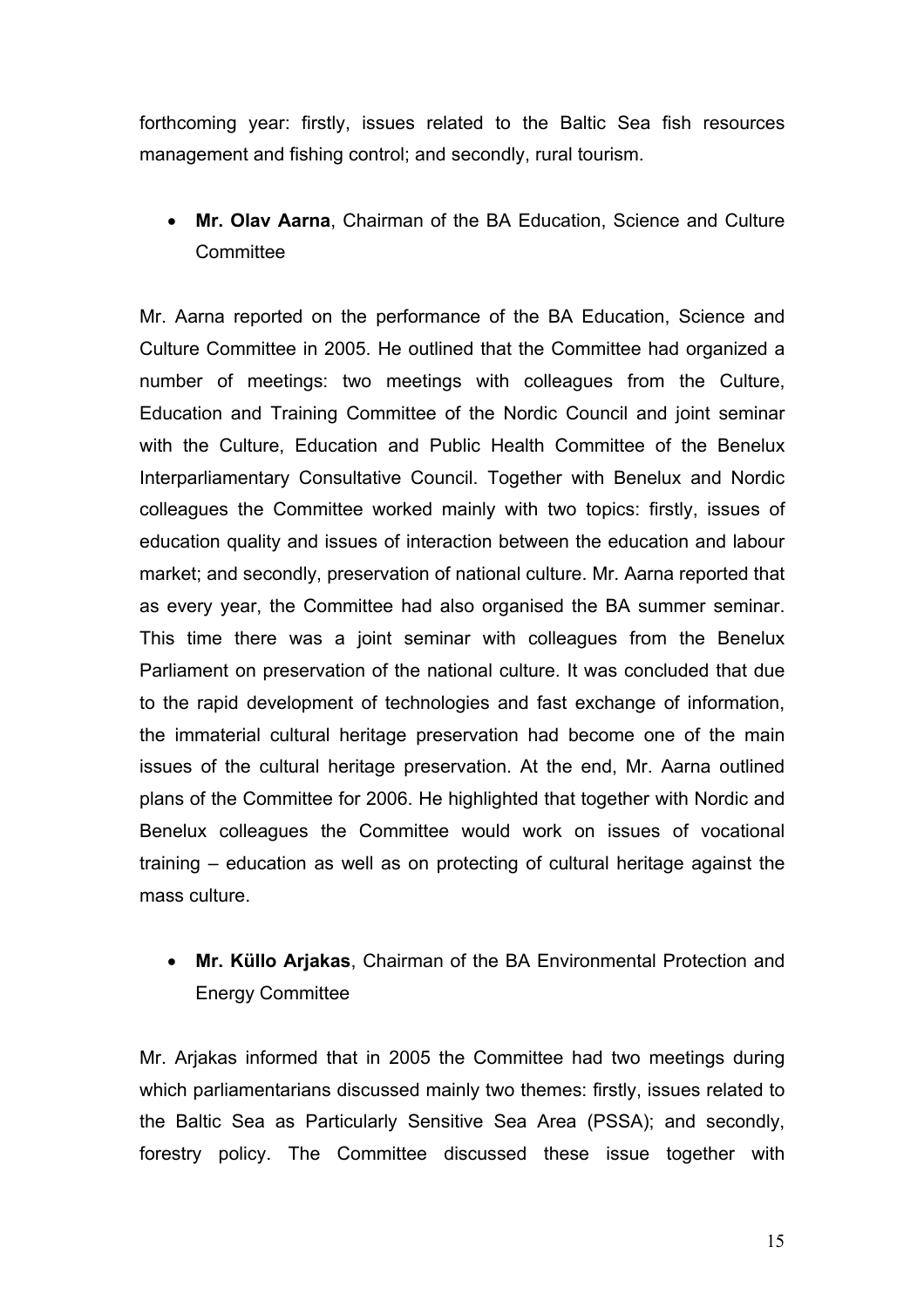forthcoming year: firstly, issues related to the Baltic Sea fish resources management and fishing control; and secondly, rural tourism.

- **Mr. Olav Aarna**, Chairman of the BA Education, Science and Culture Committee

Mr. Aarna reported on the performance of the BA Education, Science and Culture Committee in 2005. He outlined that the Committee had organized a number of meetings: two meetings with colleagues from the Culture, Education and Training Committee of the Nordic Council and joint seminar with the Culture, Education and Public Health Committee of the Benelux Interparliamentary Consultative Council. Together with Benelux and Nordic colleagues the Committee worked mainly with two topics: firstly, issues of education quality and issues of interaction between the education and labour market; and secondly, preservation of national culture. Mr. Aarna reported that as every year, the Committee had also organised the BA summer seminar. This time there was a joint seminar with colleagues from the Benelux Parliament on preservation of the national culture. It was concluded that due to the rapid development of technologies and fast exchange of information, the immaterial cultural heritage preservation had become one of the main issues of the cultural heritage preservation. At the end, Mr. Aarna outlined plans of the Committee for 2006. He highlighted that together with Nordic and Benelux colleagues the Committee would work on issues of vocational training – education as well as on protecting of cultural heritage against the mass culture.

- **Mr. Küllo Arjakas**, Chairman of the BA Environmental Protection and Energy Committee

Mr. Arjakas informed that in 2005 the Committee had two meetings during which parliamentarians discussed mainly two themes: firstly, issues related to the Baltic Sea as Particularly Sensitive Sea Area (PSSA); and secondly, forestry policy. The Committee discussed these issue together with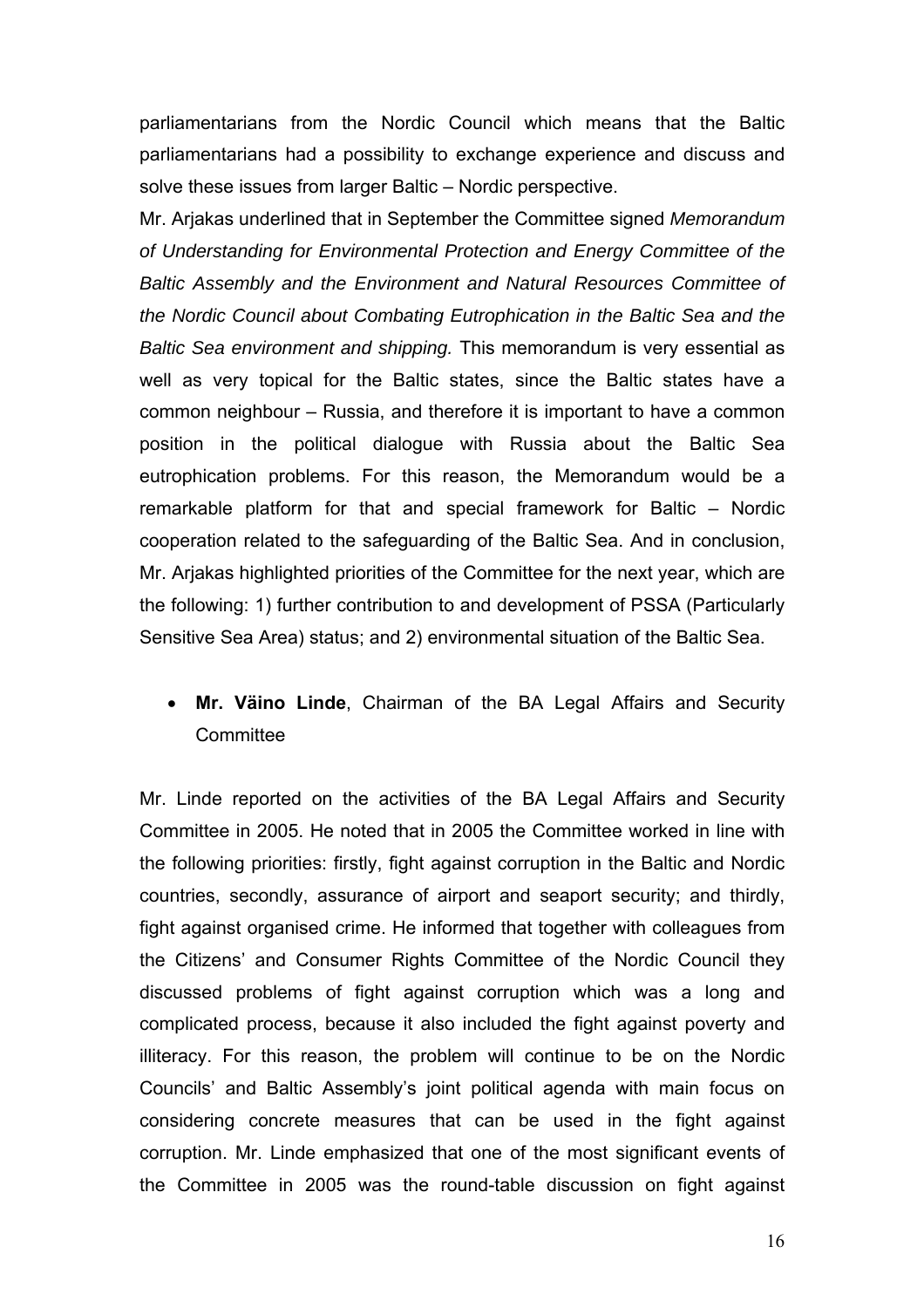parliamentarians from the Nordic Council which means that the Baltic parliamentarians had a possibility to exchange experience and discuss and solve these issues from larger Baltic – Nordic perspective.

Mr. Arjakas underlined that in September the Committee signed *Memorandum of Understanding for Environmental Protection and Energy Committee of the Baltic Assembly and the Environment and Natural Resources Committee of the Nordic Council about Combating Eutrophication in the Baltic Sea and the Baltic Sea environment and shipping.* This memorandum is very essential as well as very topical for the Baltic states, since the Baltic states have a common neighbour – Russia, and therefore it is important to have a common position in the political dialogue with Russia about the Baltic Sea eutrophication problems. For this reason, the Memorandum would be a remarkable platform for that and special framework for Baltic – Nordic cooperation related to the safeguarding of the Baltic Sea. And in conclusion, Mr. Arjakas highlighted priorities of the Committee for the next year, which are the following: 1) further contribution to and development of PSSA (Particularly Sensitive Sea Area) status; and 2) environmental situation of the Baltic Sea.

- **Mr. Väino Linde**, Chairman of the BA Legal Affairs and Security Committee

Mr. Linde reported on the activities of the BA Legal Affairs and Security Committee in 2005. He noted that in 2005 the Committee worked in line with the following priorities: firstly, fight against corruption in the Baltic and Nordic countries, secondly, assurance of airport and seaport security; and thirdly, fight against organised crime. He informed that together with colleagues from the Citizens' and Consumer Rights Committee of the Nordic Council they discussed problems of fight against corruption which was a long and complicated process, because it also included the fight against poverty and illiteracy. For this reason, the problem will continue to be on the Nordic Councils' and Baltic Assembly's joint political agenda with main focus on considering concrete measures that can be used in the fight against corruption. Mr. Linde emphasized that one of the most significant events of the Committee in 2005 was the round-table discussion on fight against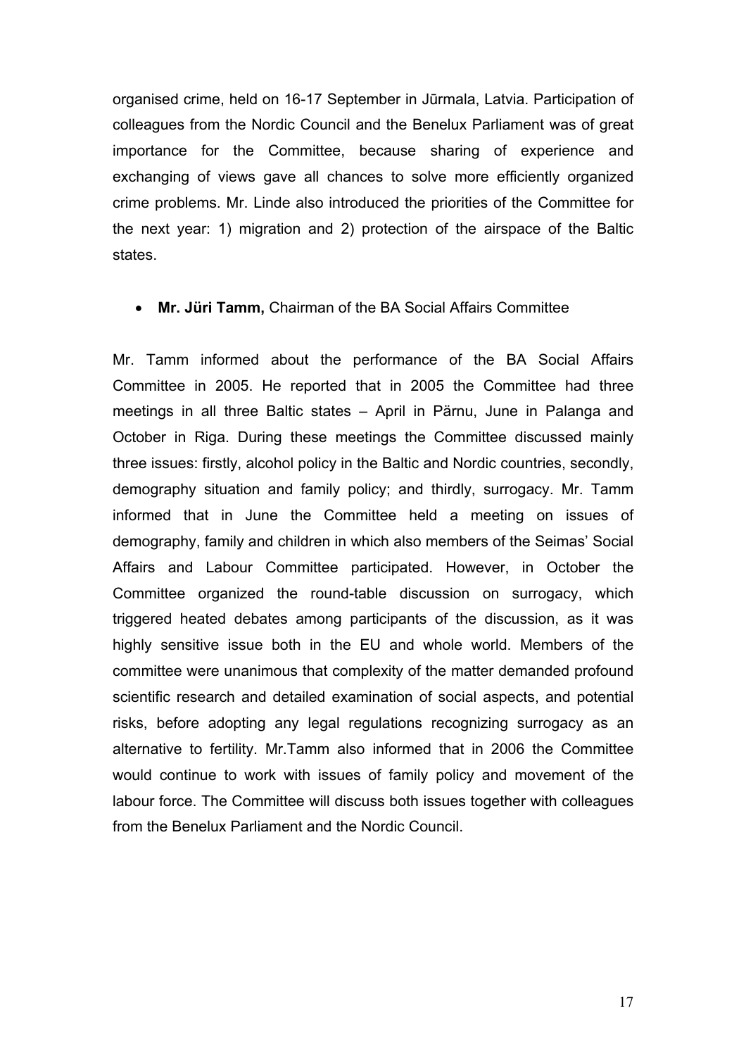organised crime, held on 16-17 September in Jūrmala, Latvia. Participation of colleagues from the Nordic Council and the Benelux Parliament was of great importance for the Committee, because sharing of experience and exchanging of views gave all chances to solve more efficiently organized crime problems. Mr. Linde also introduced the priorities of the Committee for the next year: 1) migration and 2) protection of the airspace of the Baltic states.

- **Mr. Jüri Tamm,** Chairman of the BA Social Affairs Committee

Mr. Tamm informed about the performance of the BA Social Affairs Committee in 2005. He reported that in 2005 the Committee had three meetings in all three Baltic states – April in Pärnu, June in Palanga and October in Riga. During these meetings the Committee discussed mainly three issues: firstly, alcohol policy in the Baltic and Nordic countries, secondly, demography situation and family policy; and thirdly, surrogacy. Mr. Tamm informed that in June the Committee held a meeting on issues of demography, family and children in which also members of the Seimas' Social Affairs and Labour Committee participated. However, in October the Committee organized the round-table discussion on surrogacy, which triggered heated debates among participants of the discussion, as it was highly sensitive issue both in the EU and whole world. Members of the committee were unanimous that complexity of the matter demanded profound scientific research and detailed examination of social aspects, and potential risks, before adopting any legal regulations recognizing surrogacy as an alternative to fertility. Mr.Tamm also informed that in 2006 the Committee would continue to work with issues of family policy and movement of the labour force. The Committee will discuss both issues together with colleagues from the Benelux Parliament and the Nordic Council.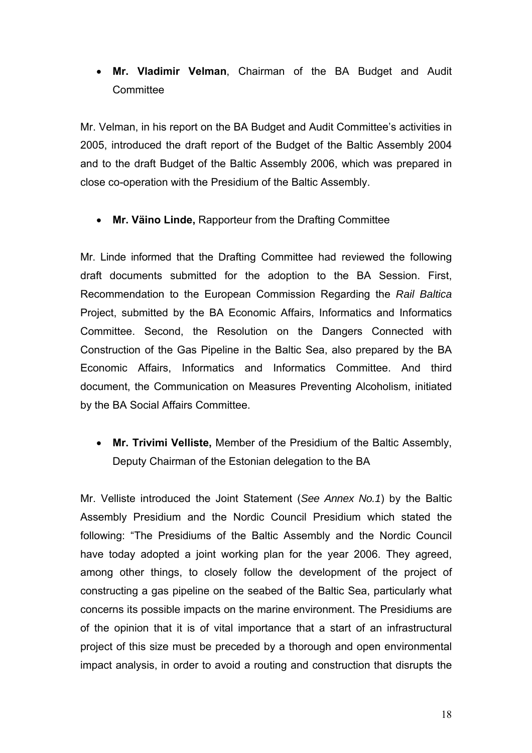- **Mr. Vladimir Velman**, Chairman of the BA Budget and Audit Committee

Mr. Velman, in his report on the BA Budget and Audit Committee's activities in 2005, introduced the draft report of the Budget of the Baltic Assembly 2004 and to the draft Budget of the Baltic Assembly 2006, which was prepared in close co-operation with the Presidium of the Baltic Assembly.

- **Mr. Väino Linde,** Rapporteur from the Drafting Committee

Mr. Linde informed that the Drafting Committee had reviewed the following draft documents submitted for the adoption to the BA Session. First, Recommendation to the European Commission Regarding the *Rail Baltica* Project, submitted by the BA Economic Affairs, Informatics and Informatics Committee. Second, the Resolution on the Dangers Connected with Construction of the Gas Pipeline in the Baltic Sea, also prepared by the BA Economic Affairs, Informatics and Informatics Committee. And third document, the Communication on Measures Preventing Alcoholism, initiated by the BA Social Affairs Committee.

- **Mr. Trivimi Velliste,** Member of the Presidium of the Baltic Assembly, Deputy Chairman of the Estonian delegation to the BA

Mr. Velliste introduced the Joint Statement (*See Annex No.1*) by the Baltic Assembly Presidium and the Nordic Council Presidium which stated the following: "The Presidiums of the Baltic Assembly and the Nordic Council have today adopted a joint working plan for the year 2006. They agreed, among other things, to closely follow the development of the project of constructing a gas pipeline on the seabed of the Baltic Sea, particularly what concerns its possible impacts on the marine environment. The Presidiums are of the opinion that it is of vital importance that a start of an infrastructural project of this size must be preceded by a thorough and open environmental impact analysis, in order to avoid a routing and construction that disrupts the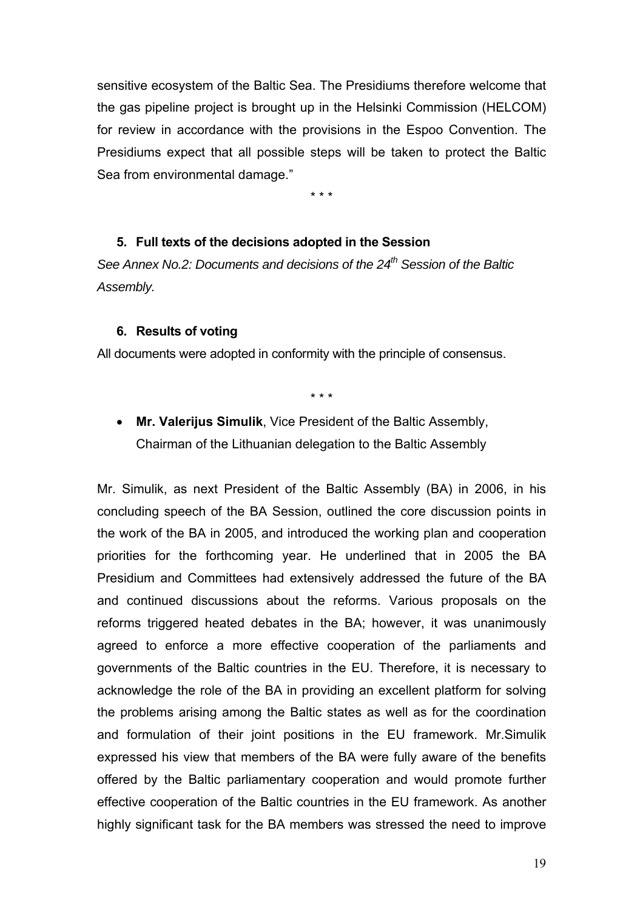sensitive ecosystem of the Baltic Sea. The Presidiums therefore welcome that the gas pipeline project is brought up in the Helsinki Commission (HELCOM) for review in accordance with the provisions in the Espoo Convention. The Presidiums expect that all possible steps will be taken to protect the Baltic Sea from environmental damage."

\* \* \*

### 5. Full texts of the decisions adopted in the Session

*See Annex No.2: Documents and decisions of the 24th Session of the Baltic Assembly.*

### 6. Results of voting

All documents were adopted in conformity with the principle of consensus.

\* \* \*

- **Mr. Valerijus Simulik**, Vice President of the Baltic Assembly, Chairman of the Lithuanian delegation to the Baltic Assembly

Mr. Simulik, as next President of the Baltic Assembly (BA) in 2006, in his concluding speech of the BA Session, outlined the core discussion points in the work of the BA in 2005, and introduced the working plan and cooperation priorities for the forthcoming year. He underlined that in 2005 the BA Presidium and Committees had extensively addressed the future of the BA and continued discussions about the reforms. Various proposals on the reforms triggered heated debates in the BA; however, it was unanimously agreed to enforce a more effective cooperation of the parliaments and governments of the Baltic countries in the EU. Therefore, it is necessary to acknowledge the role of the BA in providing an excellent platform for solving the problems arising among the Baltic states as well as for the coordination and formulation of their joint positions in the EU framework. Mr.Simulik expressed his view that members of the BA were fully aware of the benefits offered by the Baltic parliamentary cooperation and would promote further effective cooperation of the Baltic countries in the EU framework. As another highly significant task for the BA members was stressed the need to improve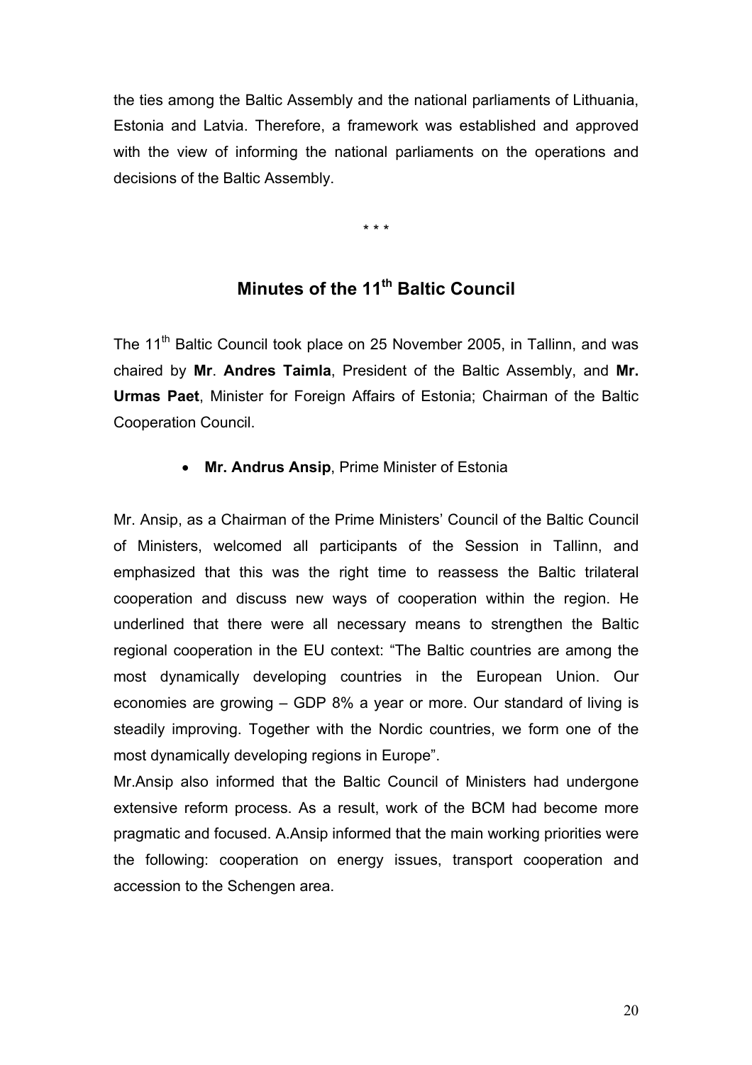the ties among the Baltic Assembly and the national parliaments of Lithuania, Estonia and Latvia. Therefore, a framework was established and approved with the view of informing the national parliaments on the operations and decisions of the Baltic Assembly.

\* \* \*

## Minutes of the 11th Baltic Council

The 11th Baltic Council took place on 25 November 2005, in Tallinn, and was chaired by **Mr**. **Andres Taimla**, President of the Baltic Assembly, and **Mr. Urmas Paet**, Minister for Foreign Affairs of Estonia; Chairman of the Baltic Cooperation Council.

- **Mr. Andrus Ansip**, Prime Minister of Estonia

Mr. Ansip, as a Chairman of the Prime Ministers' Council of the Baltic Council of Ministers, welcomed all participants of the Session in Tallinn, and emphasized that this was the right time to reassess the Baltic trilateral cooperation and discuss new ways of cooperation within the region. He underlined that there were all necessary means to strengthen the Baltic regional cooperation in the EU context: "The Baltic countries are among the most dynamically developing countries in the European Union. Our economies are growing – GDP 8% a year or more. Our standard of living is steadily improving. Together with the Nordic countries, we form one of the most dynamically developing regions in Europe".

Mr.Ansip also informed that the Baltic Council of Ministers had undergone extensive reform process. As a result, work of the BCM had become more pragmatic and focused. A.Ansip informed that the main working priorities were the following: cooperation on energy issues, transport cooperation and accession to the Schengen area.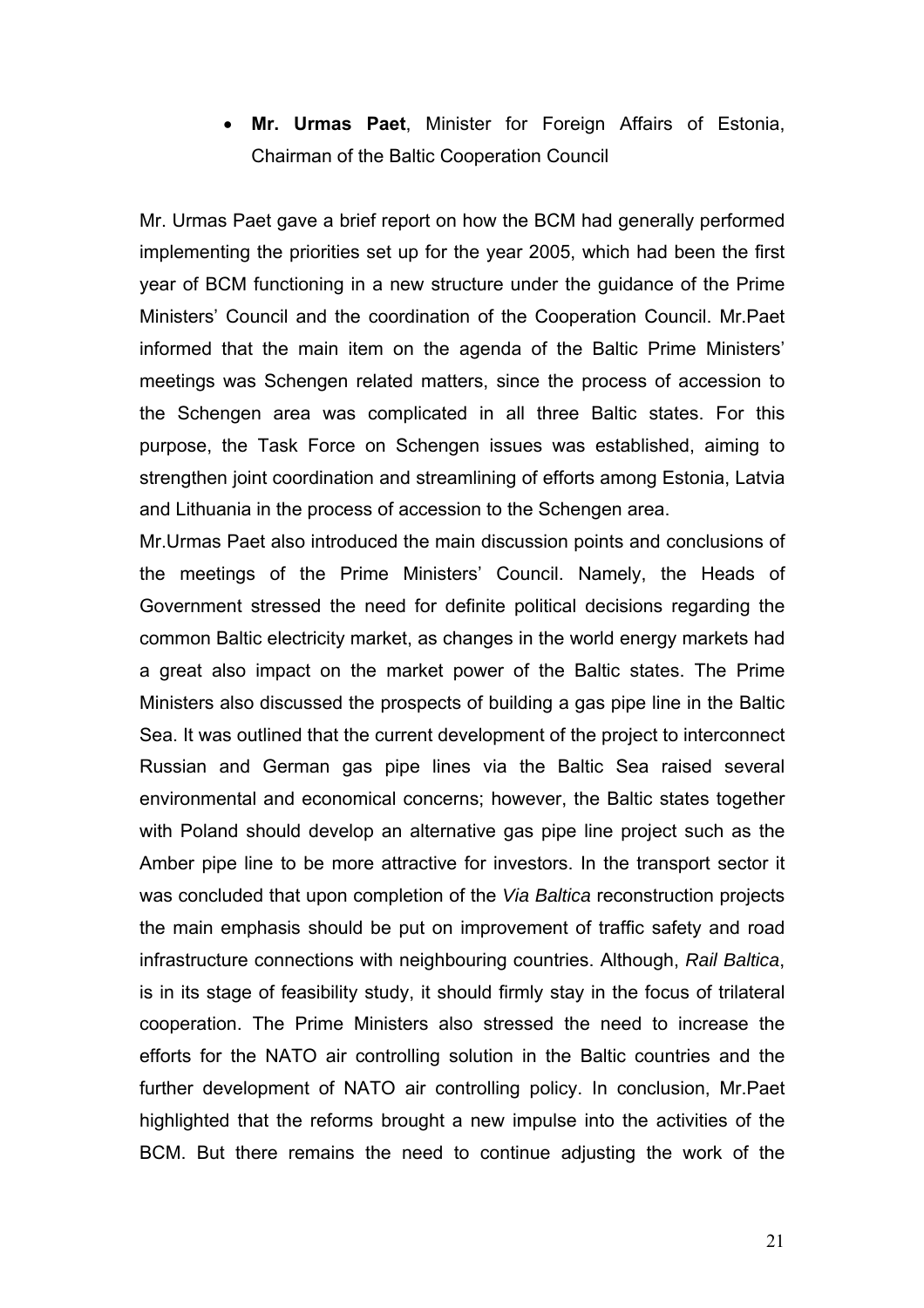- **Mr. Urmas Paet**, Minister for Foreign Affairs of Estonia, Chairman of the Baltic Cooperation Council

Mr. Urmas Paet gave a brief report on how the BCM had generally performed implementing the priorities set up for the year 2005, which had been the first year of BCM functioning in a new structure under the guidance of the Prime Ministers' Council and the coordination of the Cooperation Council. Mr.Paet informed that the main item on the agenda of the Baltic Prime Ministers' meetings was Schengen related matters, since the process of accession to the Schengen area was complicated in all three Baltic states. For this purpose, the Task Force on Schengen issues was established, aiming to strengthen joint coordination and streamlining of efforts among Estonia, Latvia and Lithuania in the process of accession to the Schengen area.

Mr.Urmas Paet also introduced the main discussion points and conclusions of the meetings of the Prime Ministers' Council. Namely, the Heads of Government stressed the need for definite political decisions regarding the common Baltic electricity market, as changes in the world energy markets had a great also impact on the market power of the Baltic states. The Prime Ministers also discussed the prospects of building a gas pipe line in the Baltic Sea. It was outlined that the current development of the project to interconnect Russian and German gas pipe lines via the Baltic Sea raised several environmental and economical concerns; however, the Baltic states together with Poland should develop an alternative gas pipe line project such as the Amber pipe line to be more attractive for investors. In the transport sector it was concluded that upon completion of the *Via Baltica* reconstruction projects the main emphasis should be put on improvement of traffic safety and road infrastructure connections with neighbouring countries. Although, *Rail Baltica*, is in its stage of feasibility study, it should firmly stay in the focus of trilateral cooperation. The Prime Ministers also stressed the need to increase the efforts for the NATO air controlling solution in the Baltic countries and the further development of NATO air controlling policy. In conclusion, Mr.Paet highlighted that the reforms brought a new impulse into the activities of the BCM. But there remains the need to continue adjusting the work of the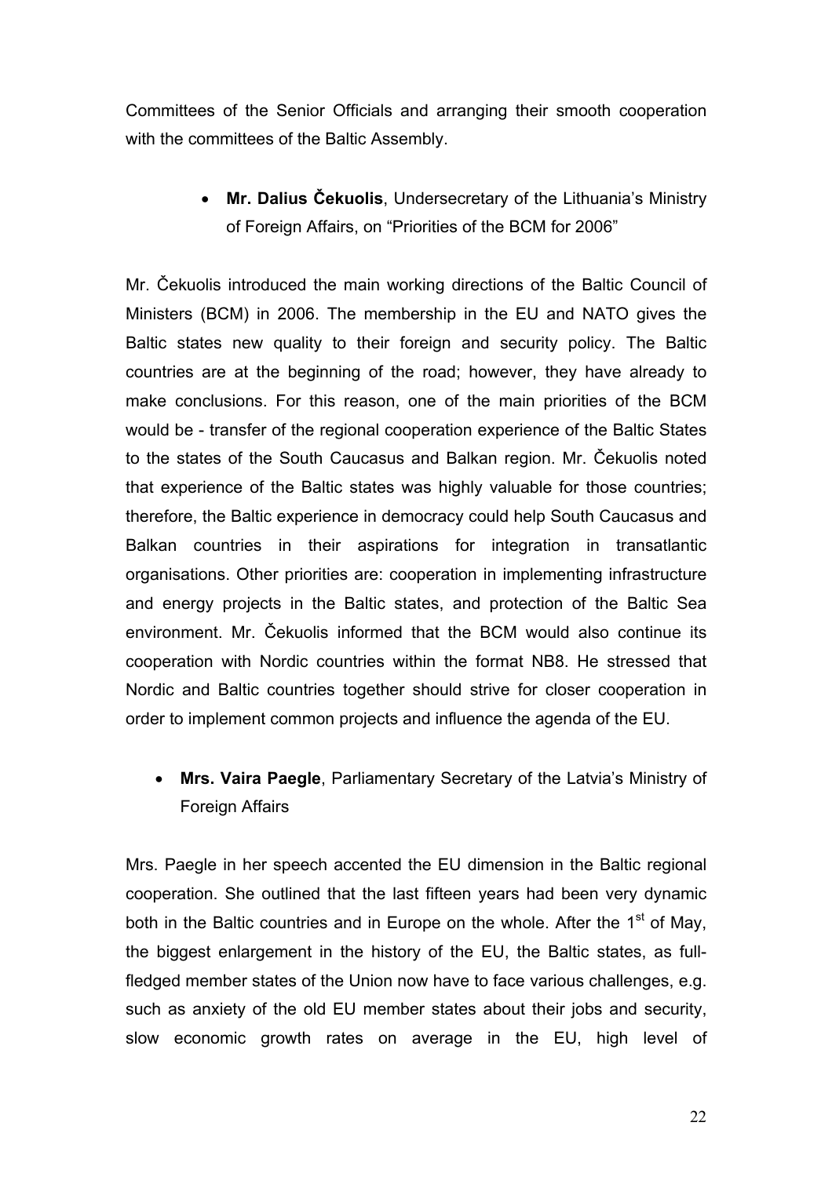Committees of the Senior Officials and arranging their smooth cooperation with the committees of the Baltic Assembly.

- **Mr. Dalius Čekuolis**, Undersecretary of the Lithuania's Ministry of Foreign Affairs, on "Priorities of the BCM for 2006"

Mr. Čekuolis introduced the main working directions of the Baltic Council of Ministers (BCM) in 2006. The membership in the EU and NATO gives the Baltic states new quality to their foreign and security policy. The Baltic countries are at the beginning of the road; however, they have already to make conclusions. For this reason, one of the main priorities of the BCM would be - transfer of the regional cooperation experience of the Baltic States to the states of the South Caucasus and Balkan region. Mr. Čekuolis noted that experience of the Baltic states was highly valuable for those countries; therefore, the Baltic experience in democracy could help South Caucasus and Balkan countries in their aspirations for integration in transatlantic organisations. Other priorities are: cooperation in implementing infrastructure and energy projects in the Baltic states, and protection of the Baltic Sea environment. Mr. Čekuolis informed that the BCM would also continue its cooperation with Nordic countries within the format NB8. He stressed that Nordic and Baltic countries together should strive for closer cooperation in order to implement common projects and influence the agenda of the EU.

- **Mrs. Vaira Paegle**, Parliamentary Secretary of the Latvia's Ministry of Foreign Affairs

Mrs. Paegle in her speech accented the EU dimension in the Baltic regional cooperation. She outlined that the last fifteen years had been very dynamic both in the Baltic countries and in Europe on the whole. After the 1st of May, the biggest enlargement in the history of the EU, the Baltic states, as full-fledged member states of the Union now have to face various challenges, e.g. such as anxiety of the old EU member states about their jobs and security, slow economic growth rates on average in the EU, high level of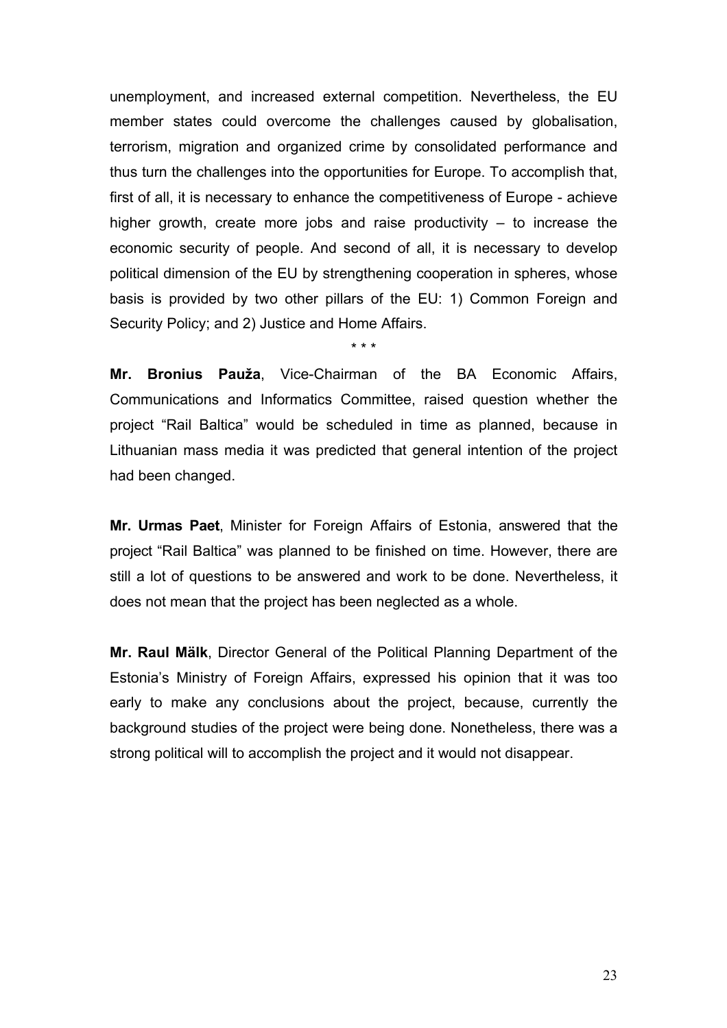unemployment, and increased external competition. Nevertheless, the EU member states could overcome the challenges caused by globalisation, terrorism, migration and organized crime by consolidated performance and thus turn the challenges into the opportunities for Europe. To accomplish that, first of all, it is necessary to enhance the competitiveness of Europe - achieve higher growth, create more jobs and raise productivity – to increase the economic security of people. And second of all, it is necessary to develop political dimension of the EU by strengthening cooperation in spheres, whose basis is provided by two other pillars of the EU: 1) Common Foreign and Security Policy; and 2) Justice and Home Affairs.

\* \* \*

**Mr. Bronius Pauža**, Vice-Chairman of the BA Economic Affairs, Communications and Informatics Committee, raised question whether the project "Rail Baltica" would be scheduled in time as planned, because in Lithuanian mass media it was predicted that general intention of the project had been changed.

**Mr. Urmas Paet**, Minister for Foreign Affairs of Estonia, answered that the project "Rail Baltica" was planned to be finished on time. However, there are still a lot of questions to be answered and work to be done. Nevertheless, it does not mean that the project has been neglected as a whole.

**Mr. Raul Mälk**, Director General of the Political Planning Department of the Estonia's Ministry of Foreign Affairs, expressed his opinion that it was too early to make any conclusions about the project, because, currently the background studies of the project were being done. Nonetheless, there was a strong political will to accomplish the project and it would not disappear.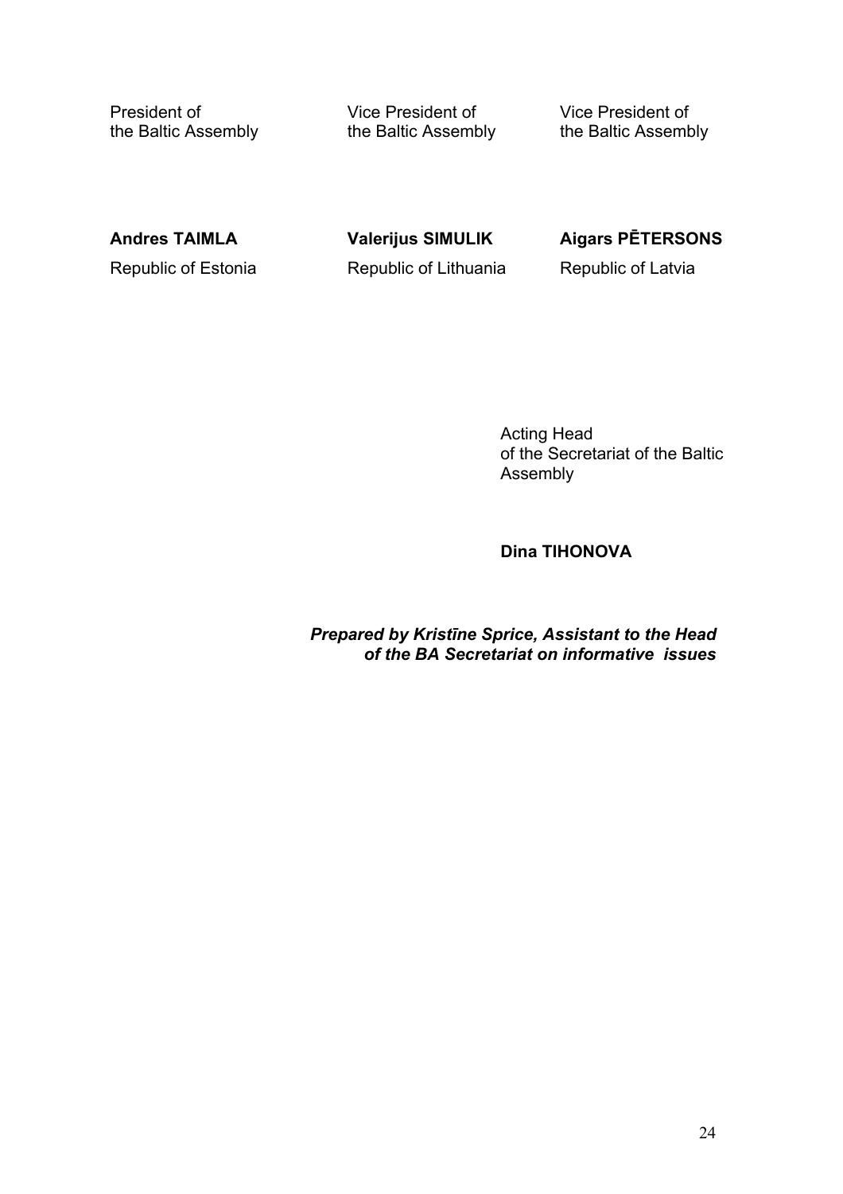| President of the Baltic Assembly | Vice President of the Baltic Assembly | Vice President of the Baltic Assembly |
|---|---|---|
| **Andres TAIMLA** | **Valerijus SIMULIK** | **Aigars PĒTERSONS** |
| Republic of Estonia | Republic of Lithuania | Republic of Latvia |

Acting Head
of the Secretariat of the Baltic Assembly

**Dina TIHONOVA**

***Prepared by Kristīne Sprice, Assistant to the Head of the BA Secretariat on informative issues***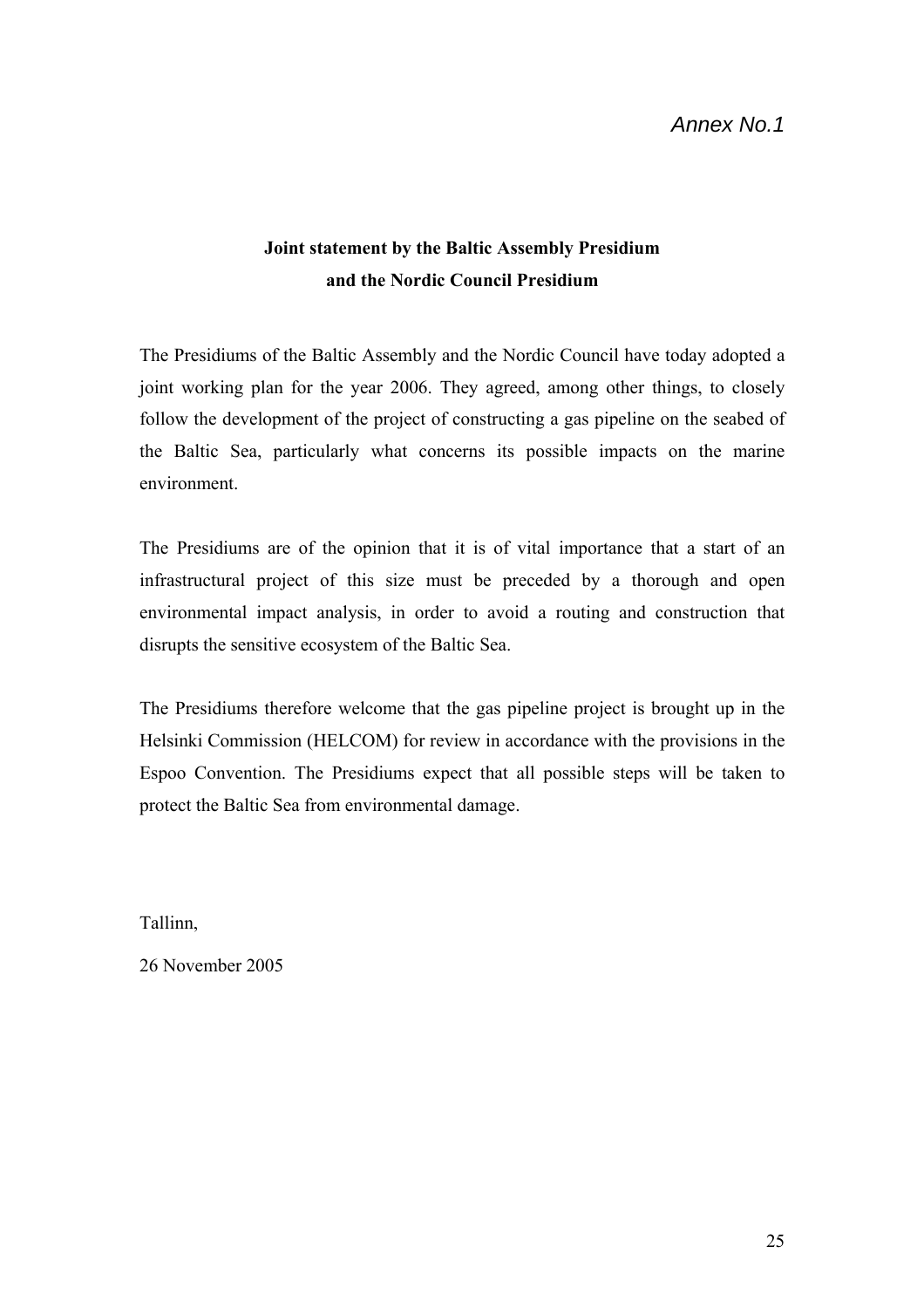*Annex No.1*

**Joint statement by the Baltic Assembly Presidium and the Nordic Council Presidium**

The Presidiums of the Baltic Assembly and the Nordic Council have today adopted a joint working plan for the year 2006. They agreed, among other things, to closely follow the development of the project of constructing a gas pipeline on the seabed of the Baltic Sea, particularly what concerns its possible impacts on the marine environment.

The Presidiums are of the opinion that it is of vital importance that a start of an infrastructural project of this size must be preceded by a thorough and open environmental impact analysis, in order to avoid a routing and construction that disrupts the sensitive ecosystem of the Baltic Sea.

The Presidiums therefore welcome that the gas pipeline project is brought up in the Helsinki Commission (HELCOM) for review in accordance with the provisions in the Espoo Convention. The Presidiums expect that all possible steps will be taken to protect the Baltic Sea from environmental damage.

Tallinn,

26 November 2005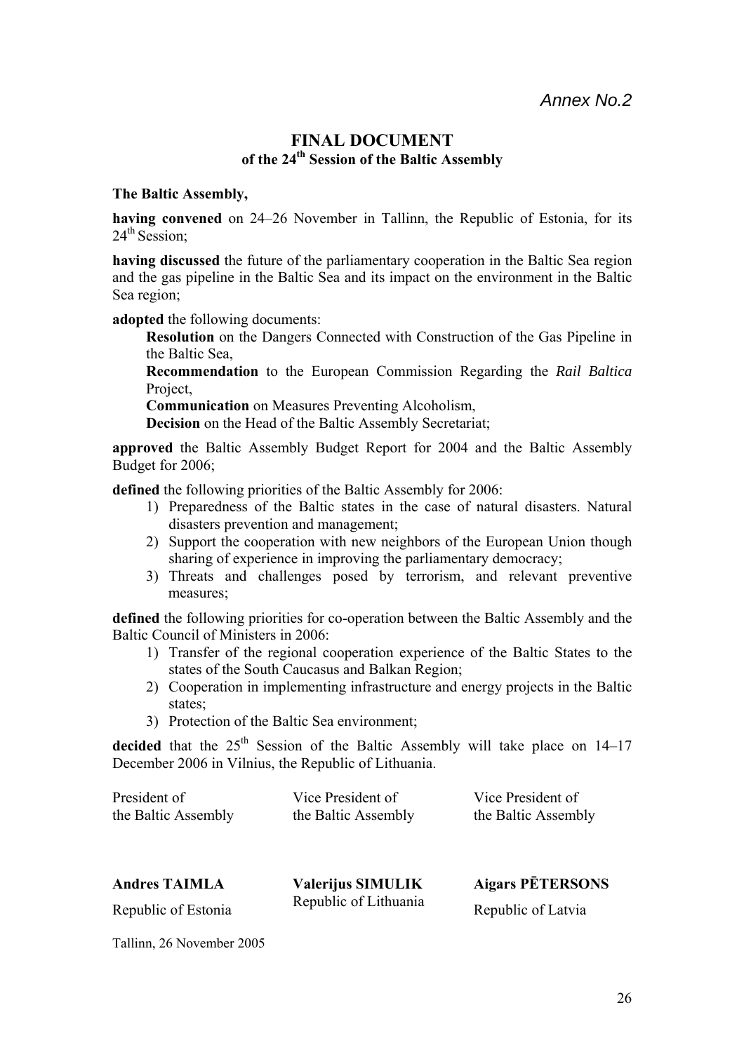*Annex No.2*

# FINAL DOCUMENT
## of the 24th Session of the Baltic Assembly

**The Baltic Assembly,**

**having convened** on 24–26 November in Tallinn, the Republic of Estonia, for its 24th Session;

**having discussed** the future of the parliamentary cooperation in the Baltic Sea region and the gas pipeline in the Baltic Sea and its impact on the environment in the Baltic Sea region;

**adopted** the following documents:

**Resolution** on the Dangers Connected with Construction of the Gas Pipeline in the Baltic Sea,
**Recommendation** to the European Commission Regarding the *Rail Baltica* Project,
**Communication** on Measures Preventing Alcoholism,
**Decision** on the Head of the Baltic Assembly Secretariat;

**approved** the Baltic Assembly Budget Report for 2004 and the Baltic Assembly Budget for 2006;

**defined** the following priorities of the Baltic Assembly for 2006:

1) Preparedness of the Baltic states in the case of natural disasters. Natural disasters prevention and management;
2) Support the cooperation with new neighbors of the European Union though sharing of experience in improving the parliamentary democracy;
3) Threats and challenges posed by terrorism, and relevant preventive measures;

**defined** the following priorities for co-operation between the Baltic Assembly and the Baltic Council of Ministers in 2006:

1) Transfer of the regional cooperation experience of the Baltic States to the states of the South Caucasus and Balkan Region;
2) Cooperation in implementing infrastructure and energy projects in the Baltic states;
3) Protection of the Baltic Sea environment;

**decided** that the 25th Session of the Baltic Assembly will take place on 14–17 December 2006 in Vilnius, the Republic of Lithuania.

| President of the Baltic Assembly | Vice President of the Baltic Assembly | Vice President of the Baltic Assembly |
|---|---|---|
| **Andres TAIMLA** | **Valerijus SIMULIK** | **Aigars PĒTERSONS** |
| Republic of Estonia | Republic of Lithuania | Republic of Latvia |

Tallinn, 26 November 2005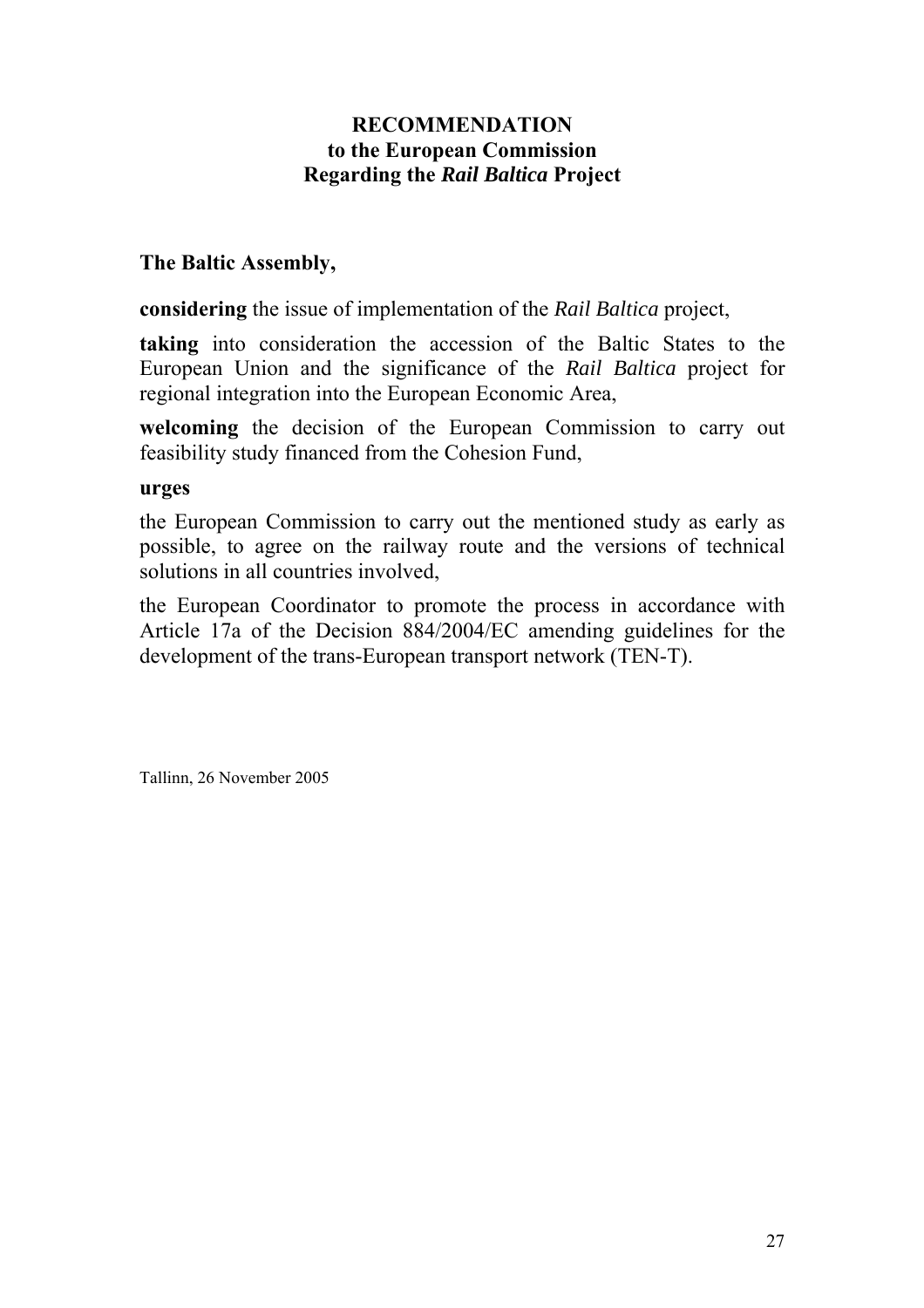# RECOMMENDATION
## to the European Commission
## Regarding the *Rail Baltica* Project

**The Baltic Assembly,**

**considering** the issue of implementation of the *Rail Baltica* project,

**taking** into consideration the accession of the Baltic States to the European Union and the significance of the *Rail Baltica* project for regional integration into the European Economic Area,

**welcoming** the decision of the European Commission to carry out feasibility study financed from the Cohesion Fund,

**urges**

the European Commission to carry out the mentioned study as early as possible, to agree on the railway route and the versions of technical solutions in all countries involved,

the European Coordinator to promote the process in accordance with Article 17a of the Decision 884/2004/EC amending guidelines for the development of the trans-European transport network (TEN-T).

Tallinn, 26 November 2005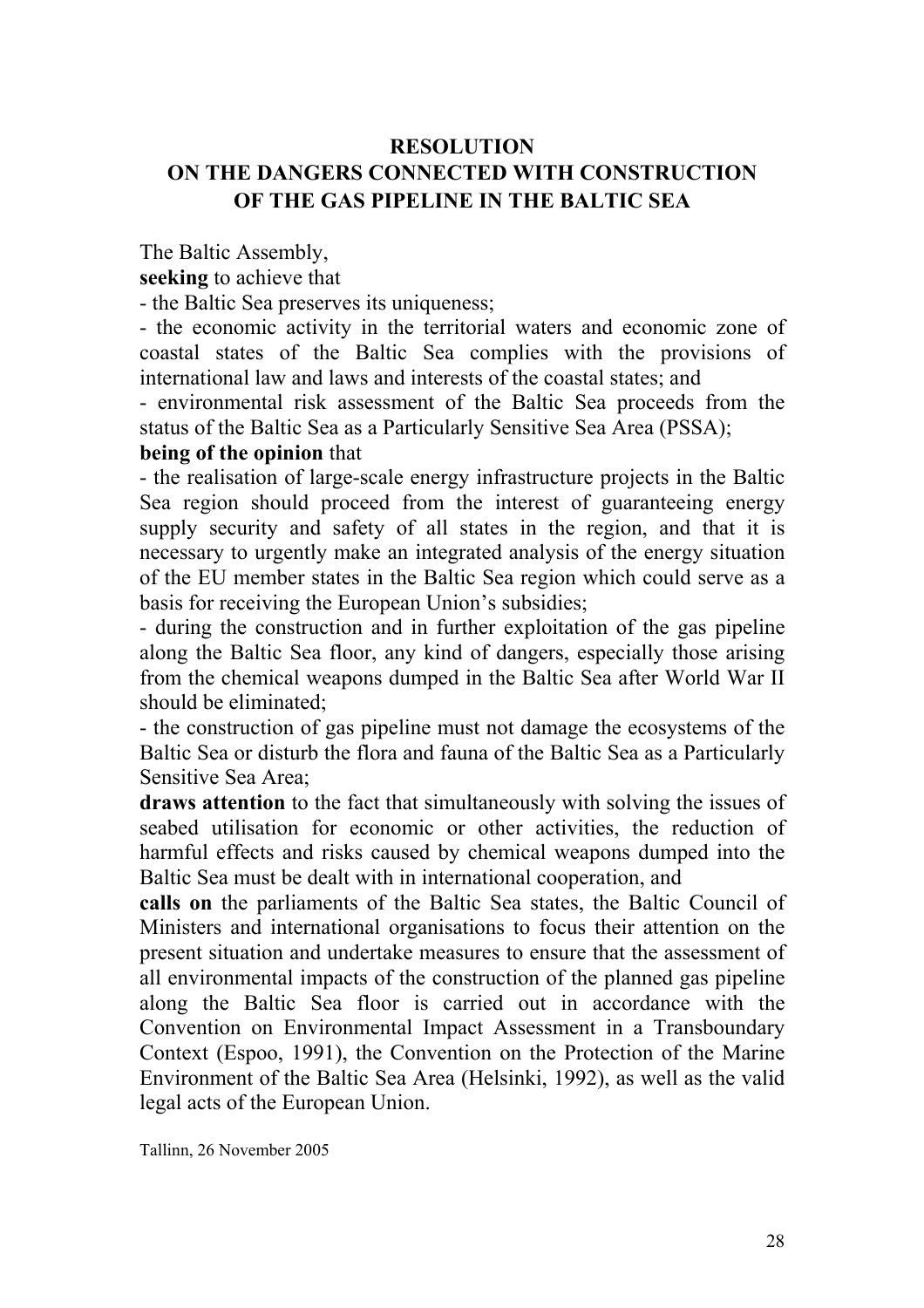# RESOLUTION
# ON THE DANGERS CONNECTED WITH CONSTRUCTION OF THE GAS PIPELINE IN THE BALTIC SEA

The Baltic Assembly,

**seeking** to achieve that

- the Baltic Sea preserves its uniqueness;
- the economic activity in the territorial waters and economic zone of coastal states of the Baltic Sea complies with the provisions of international law and laws and interests of the coastal states; and
- environmental risk assessment of the Baltic Sea proceeds from the status of the Baltic Sea as a Particularly Sensitive Sea Area (PSSA);

**being of the opinion** that

- the realisation of large-scale energy infrastructure projects in the Baltic Sea region should proceed from the interest of guaranteeing energy supply security and safety of all states in the region, and that it is necessary to urgently make an integrated analysis of the energy situation of the EU member states in the Baltic Sea region which could serve as a basis for receiving the European Union's subsidies;
- during the construction and in further exploitation of the gas pipeline along the Baltic Sea floor, any kind of dangers, especially those arising from the chemical weapons dumped in the Baltic Sea after World War II should be eliminated;
- the construction of gas pipeline must not damage the ecosystems of the Baltic Sea or disturb the flora and fauna of the Baltic Sea as a Particularly Sensitive Sea Area;

**draws attention** to the fact that simultaneously with solving the issues of seabed utilisation for economic or other activities, the reduction of harmful effects and risks caused by chemical weapons dumped into the Baltic Sea must be dealt with in international cooperation, and

**calls on** the parliaments of the Baltic Sea states, the Baltic Council of Ministers and international organisations to focus their attention on the present situation and undertake measures to ensure that the assessment of all environmental impacts of the construction of the planned gas pipeline along the Baltic Sea floor is carried out in accordance with the Convention on Environmental Impact Assessment in a Transboundary Context (Espoo, 1991), the Convention on the Protection of the Marine Environment of the Baltic Sea Area (Helsinki, 1992), as well as the valid legal acts of the European Union.

Tallinn, 26 November 2005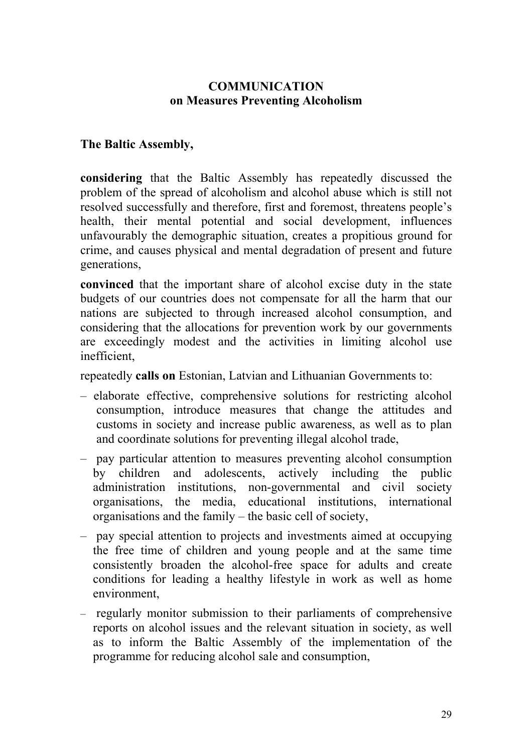**COMMUNICATION**
**on Measures Preventing Alcoholism**

**The Baltic Assembly,**

**considering** that the Baltic Assembly has repeatedly discussed the problem of the spread of alcoholism and alcohol abuse which is still not resolved successfully and therefore, first and foremost, threatens people's health, their mental potential and social development, influences unfavourably the demographic situation, creates a propitious ground for crime, and causes physical and mental degradation of present and future generations,

**convinced** that the important share of alcohol excise duty in the state budgets of our countries does not compensate for all the harm that our nations are subjected to through increased alcohol consumption, and considering that the allocations for prevention work by our governments are exceedingly modest and the activities in limiting alcohol use inefficient,

repeatedly **calls on** Estonian, Latvian and Lithuanian Governments to:

– elaborate effective, comprehensive solutions for restricting alcohol consumption, introduce measures that change the attitudes and customs in society and increase public awareness, as well as to plan and coordinate solutions for preventing illegal alcohol trade,

– pay particular attention to measures preventing alcohol consumption by children and adolescents, actively including the public administration institutions, non-governmental and civil society organisations, the media, educational institutions, international organisations and the family – the basic cell of society,

– pay special attention to projects and investments aimed at occupying the free time of children and young people and at the same time consistently broaden the alcohol-free space for adults and create conditions for leading a healthy lifestyle in work as well as home environment,

– regularly monitor submission to their parliaments of comprehensive reports on alcohol issues and the relevant situation in society, as well as to inform the Baltic Assembly of the implementation of the programme for reducing alcohol sale and consumption,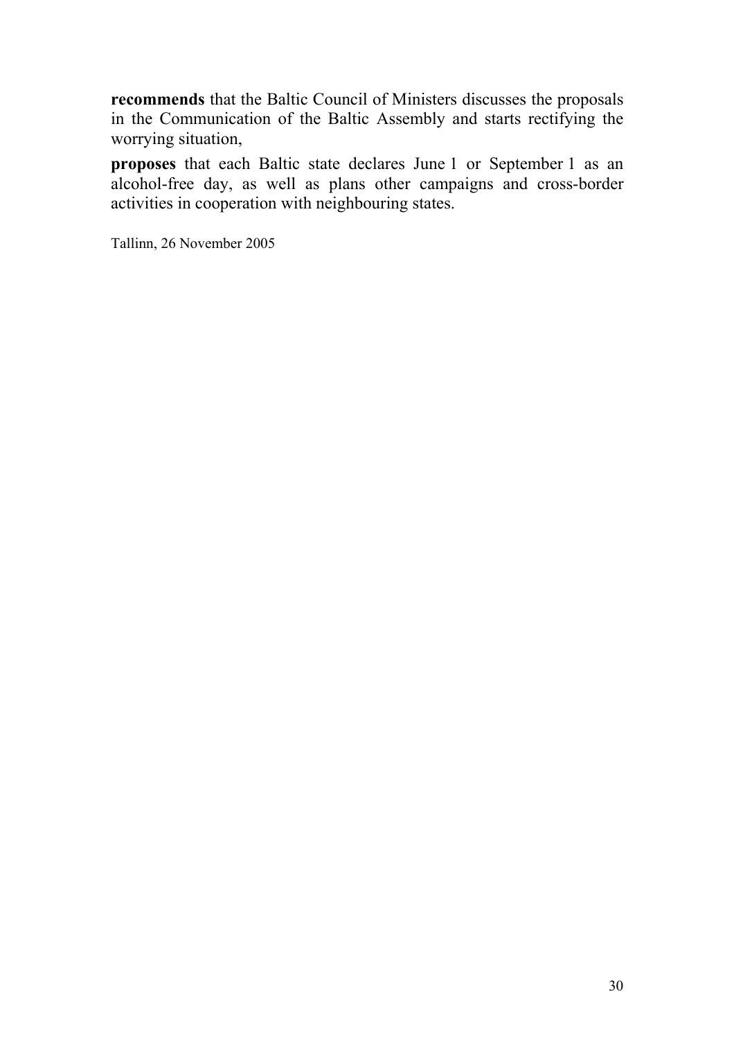**recommends** that the Baltic Council of Ministers discusses the proposals in the Communication of the Baltic Assembly and starts rectifying the worrying situation,

**proposes** that each Baltic state declares June 1 or September 1 as an alcohol-free day, as well as plans other campaigns and cross-border activities in cooperation with neighbouring states.

Tallinn, 26 November 2005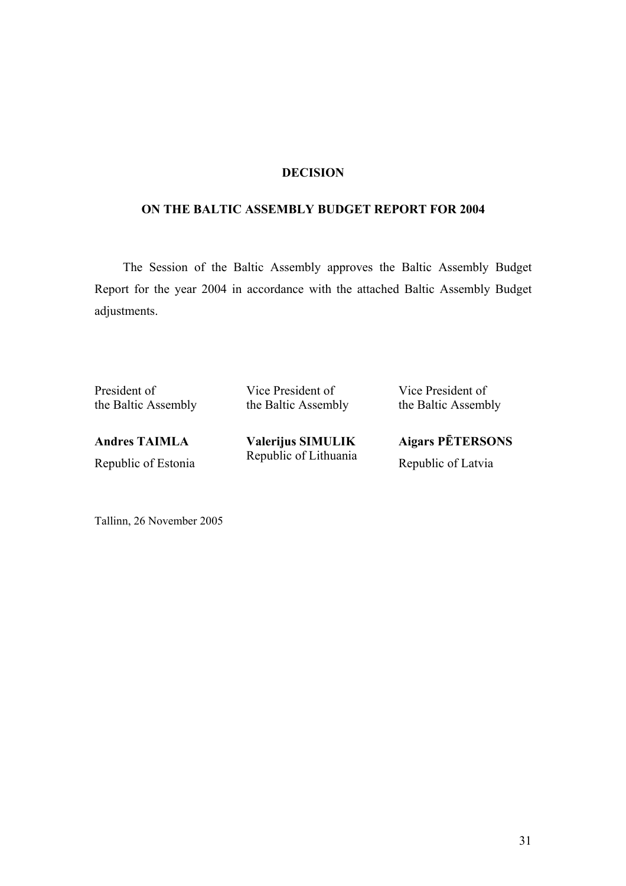# DECISION

## ON THE BALTIC ASSEMBLY BUDGET REPORT FOR 2004

The Session of the Baltic Assembly approves the Baltic Assembly Budget Report for the year 2004 in accordance with the attached Baltic Assembly Budget adjustments.

| President of the Baltic Assembly | Vice President of the Baltic Assembly | Vice President of the Baltic Assembly |
|---|---|---|
| **Andres TAIMLA** | **Valerijus SIMULIK** | **Aigars PĒTERSONS** |
| Republic of Estonia | Republic of Lithuania | Republic of Latvia |

Tallinn, 26 November 2005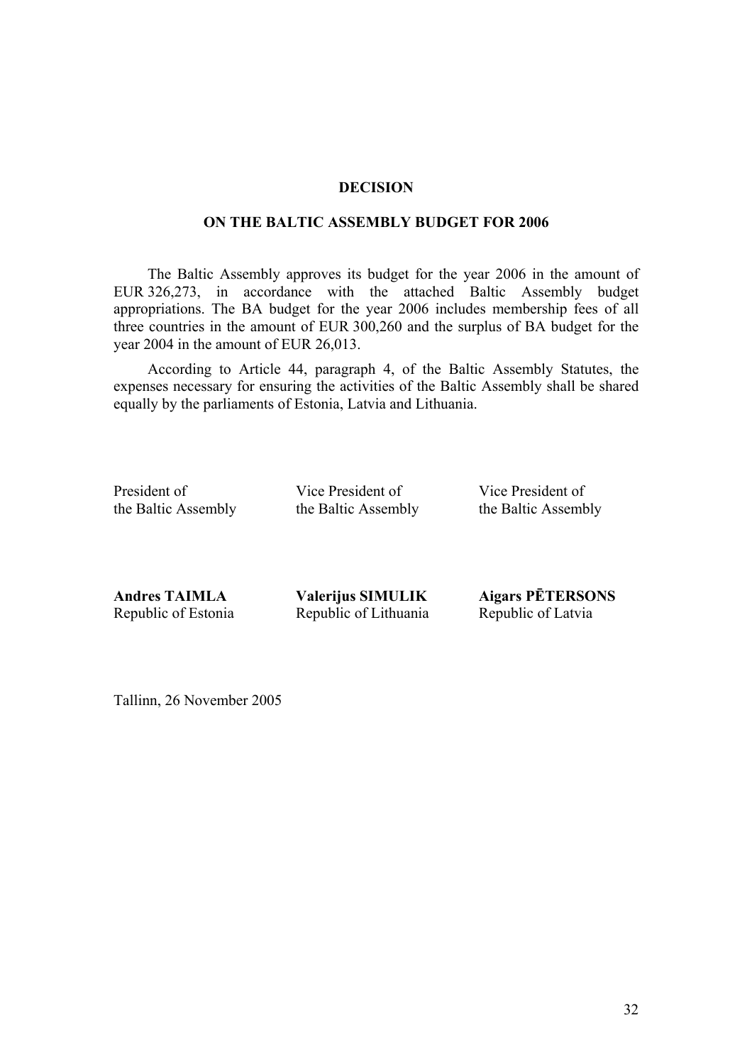**DECISION**

**ON THE BALTIC ASSEMBLY BUDGET FOR 2006**

The Baltic Assembly approves its budget for the year 2006 in the amount of EUR 326,273, in accordance with the attached Baltic Assembly budget appropriations. The BA budget for the year 2006 includes membership fees of all three countries in the amount of EUR 300,260 and the surplus of BA budget for the year 2004 in the amount of EUR 26,013.

According to Article 44, paragraph 4, of the Baltic Assembly Statutes, the expenses necessary for ensuring the activities of the Baltic Assembly shall be shared equally by the parliaments of Estonia, Latvia and Lithuania.

| President of the Baltic Assembly | Vice President of the Baltic Assembly | Vice President of the Baltic Assembly |
|---|---|---|
| **Andres TAIMLA** Republic of Estonia | **Valerijus SIMULIK** Republic of Lithuania | **Aigars PĒTERSONS** Republic of Latvia |

Tallinn, 26 November 2005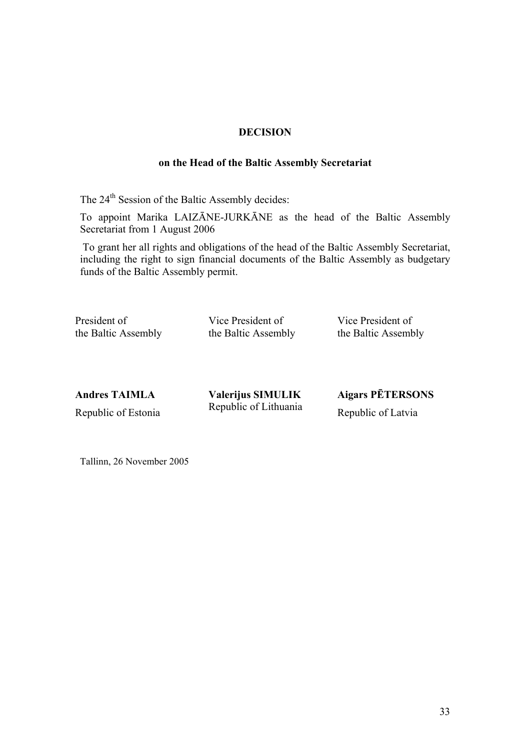**DECISION**

**on the Head of the Baltic Assembly Secretariat**

The 24th Session of the Baltic Assembly decides:

To appoint Marika LAIZĀNE-JURKĀNE as the head of the Baltic Assembly Secretariat from 1 August 2006

To grant her all rights and obligations of the head of the Baltic Assembly Secretariat, including the right to sign financial documents of the Baltic Assembly as budgetary funds of the Baltic Assembly permit.

| | | |
|---|---|---|
| President of the Baltic Assembly | Vice President of the Baltic Assembly | Vice President of the Baltic Assembly |
| **Andres TAIMLA** | **Valerijus SIMULIK** | **Aigars PĒTERSONS** |
| Republic of Estonia | Republic of Lithuania | Republic of Latvia |

Tallinn, 26 November 2005